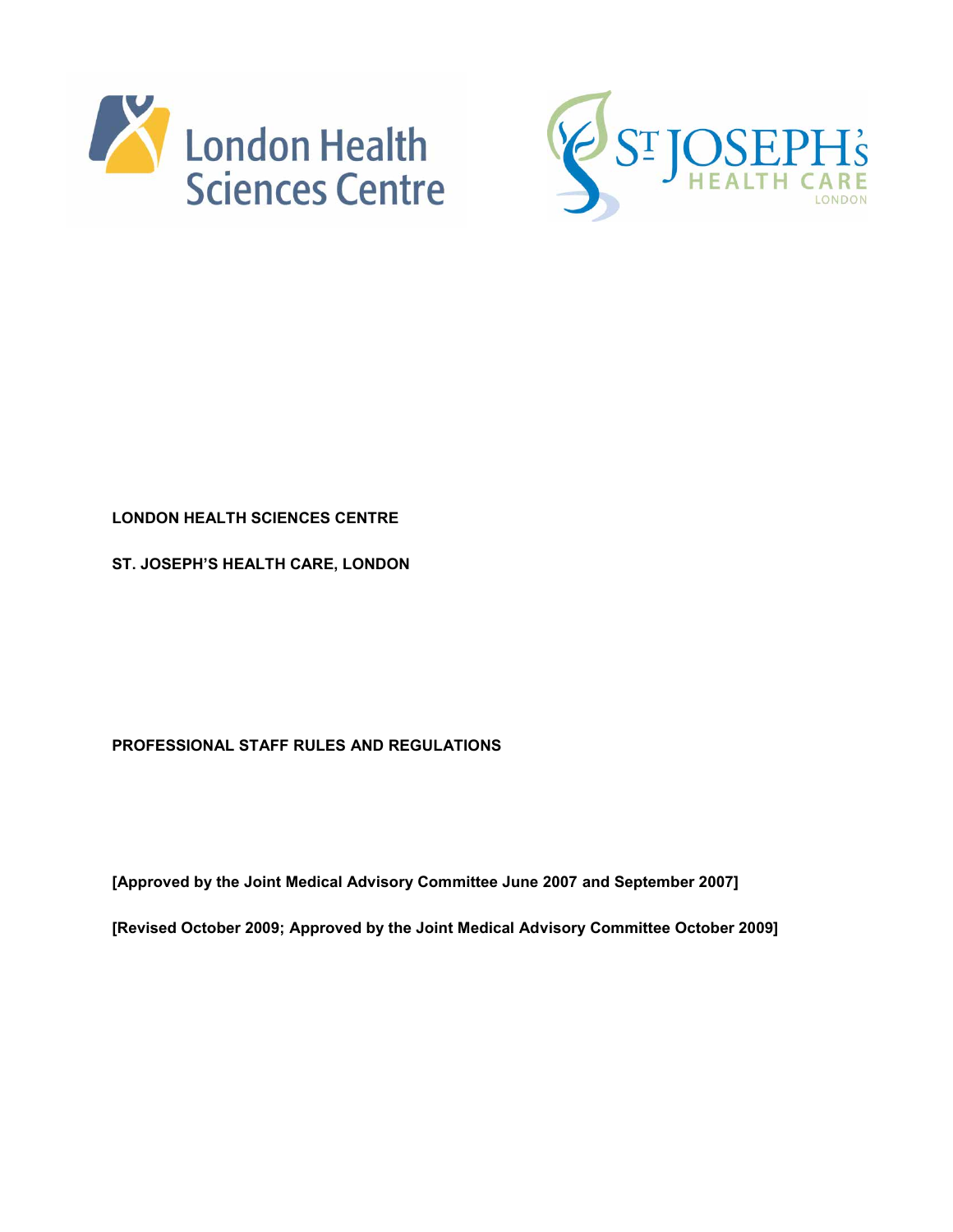**LONDON HEALTH SCIENCES CENTRE**

**ST. JOSEPH'S HEALTH CARE, LONDON**

# PROFESSIONAL STAFF RULES AND REGULATIONS

**[Approved by the Joint Medical Advisory Committee June 2007 and September 2007]**

**[Revised October 2009; Approved by the Joint Medical Advisory Committee October 2009]**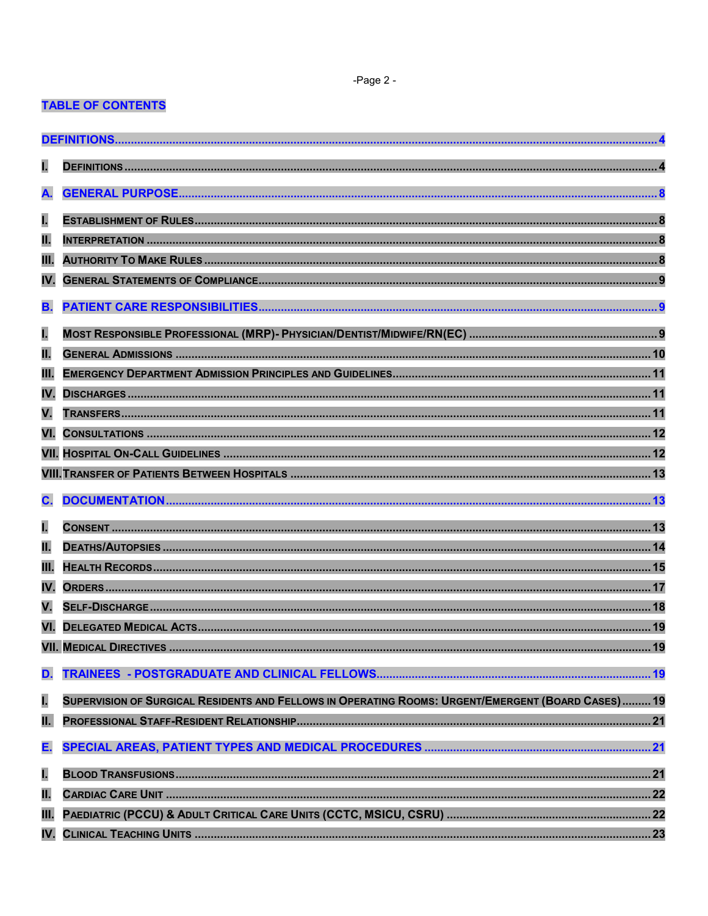## TABLE OF CONTENTS

DEFINITIONS ..... 4

I. DEFINITIONS ..... 4

A. GENERAL PURPOSE ..... 8

I. ESTABLISHMENT OF RULES ..... 8
II. INTERPRETATION ..... 8
III. AUTHORITY TO MAKE RULES ..... 8
IV. GENERAL STATEMENTS OF COMPLIANCE ..... 9

B. PATIENT CARE RESPONSIBILITIES ..... 9

I. MOST RESPONSIBLE PROFESSIONAL (MRP)- PHYSICIAN/DENTIST/MIDWIFE/RN(EC) ..... 9
II. GENERAL ADMISSIONS ..... 10
III. EMERGENCY DEPARTMENT ADMISSION PRINCIPLES AND GUIDELINES ..... 11
IV. DISCHARGES ..... 11
V. TRANSFERS ..... 11
VI. CONSULTATIONS ..... 12
VII. HOSPITAL ON-CALL GUIDELINES ..... 12
VIII. TRANSFER OF PATIENTS BETWEEN HOSPITALS ..... 13

C. DOCUMENTATION ..... 13

I. CONSENT ..... 13
II. DEATHS/AUTOPSIES ..... 14
III. HEALTH RECORDS ..... 15
IV. ORDERS ..... 17
V. SELF-DISCHARGE ..... 18
VI. DELEGATED MEDICAL ACTS ..... 19
VII. MEDICAL DIRECTIVES ..... 19

D. TRAINEES - POSTGRADUATE AND CLINICAL FELLOWS ..... 19

I. SUPERVISION OF SURGICAL RESIDENTS AND FELLOWS IN OPERATING ROOMS: URGENT/EMERGENT (BOARD CASES) ..... 19
II. PROFESSIONAL STAFF-RESIDENT RELATIONSHIP ..... 21

E. SPECIAL AREAS, PATIENT TYPES AND MEDICAL PROCEDURES ..... 21

I. BLOOD TRANSFUSIONS ..... 21
II. CARDIAC CARE UNIT ..... 22
III. PAEDIATRIC (PCCU) & ADULT CRITICAL CARE UNITS (CCTC, MSICU, CSRU) ..... 22
IV. CLINICAL TEACHING UNITS ..... 23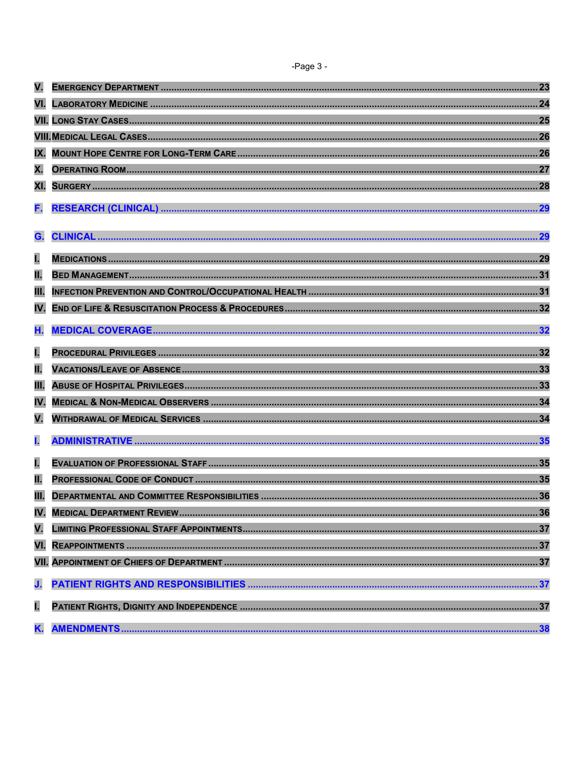V. Emergency Department ..... 23

VI. Laboratory Medicine ..... 24

VII. Long Stay Cases ..... 25

VIII. Medical Legal Cases ..... 26

IX. Mount Hope Centre for Long-Term Care ..... 26

X. Operating Room ..... 27

XI. Surgery ..... 28

**F. RESEARCH (CLINICAL) ..... 29**

**G. CLINICAL ..... 29**

I. Medications ..... 29

II. Bed Management ..... 31

III. Infection Prevention and Control/Occupational Health ..... 31

IV. End of Life & Resuscitation Process & Procedures ..... 32

**H. MEDICAL COVERAGE ..... 32**

I. Procedural Privileges ..... 32

II. Vacations/Leave of Absence ..... 33

III. Abuse of Hospital Privileges ..... 33

IV. Medical & Non-Medical Observers ..... 34

V. Withdrawal of Medical Services ..... 34

**I. ADMINISTRATIVE ..... 35**

I. Evaluation of Professional Staff ..... 35

II. Professional Code of Conduct ..... 35

III. Departmental and Committee Responsibilities ..... 36

IV. Medical Department Review ..... 36

V. Limiting Professional Staff Appointments ..... 37

VI. Reappointments ..... 37

VII. Appointment of Chiefs of Department ..... 37

**J. PATIENT RIGHTS AND RESPONSIBILITIES ..... 37**

I. Patient Rights, Dignity and Independence ..... 37

**K. AMENDMENTS ..... 38**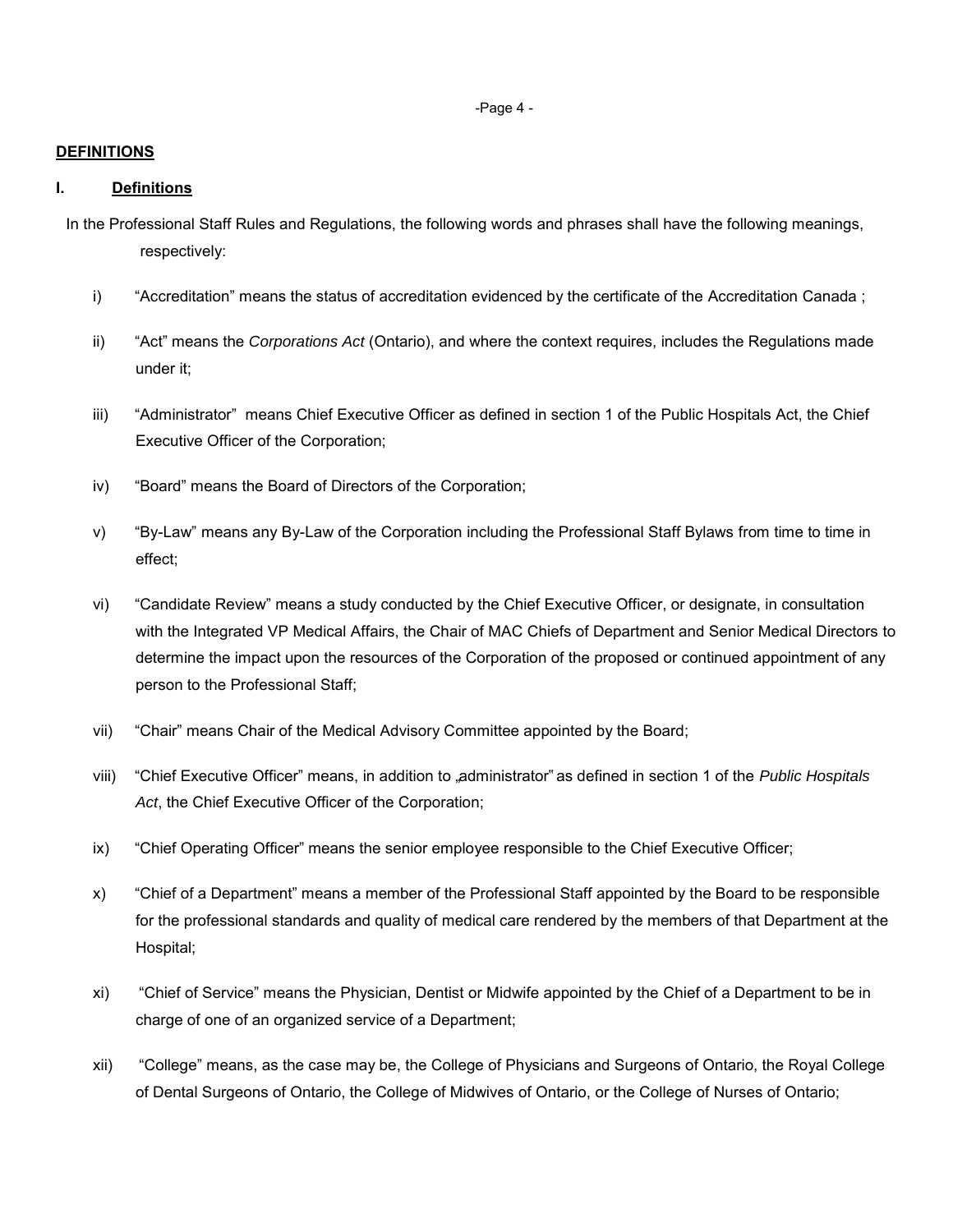## DEFINITIONS

### I. Definitions

In the Professional Staff Rules and Regulations, the following words and phrases shall have the following meanings, respectively:

i) "Accreditation" means the status of accreditation evidenced by the certificate of the Accreditation Canada ;

ii) "Act" means the *Corporations Act* (Ontario), and where the context requires, includes the Regulations made under it;

iii) "Administrator" means Chief Executive Officer as defined in section 1 of the Public Hospitals Act, the Chief Executive Officer of the Corporation;

iv) "Board" means the Board of Directors of the Corporation;

v) "By-Law" means any By-Law of the Corporation including the Professional Staff Bylaws from time to time in effect;

vi) "Candidate Review" means a study conducted by the Chief Executive Officer, or designate, in consultation with the Integrated VP Medical Affairs, the Chair of MAC Chiefs of Department and Senior Medical Directors to determine the impact upon the resources of the Corporation of the proposed or continued appointment of any person to the Professional Staff;

vii) "Chair" means Chair of the Medical Advisory Committee appointed by the Board;

viii) "Chief Executive Officer" means, in addition to „administrator" as defined in section 1 of the *Public Hospitals Act*, the Chief Executive Officer of the Corporation;

ix) "Chief Operating Officer" means the senior employee responsible to the Chief Executive Officer;

x) "Chief of a Department" means a member of the Professional Staff appointed by the Board to be responsible for the professional standards and quality of medical care rendered by the members of that Department at the Hospital;

xi) "Chief of Service" means the Physician, Dentist or Midwife appointed by the Chief of a Department to be in charge of one of an organized service of a Department;

xii) "College" means, as the case may be, the College of Physicians and Surgeons of Ontario, the Royal College of Dental Surgeons of Ontario, the College of Midwives of Ontario, or the College of Nurses of Ontario;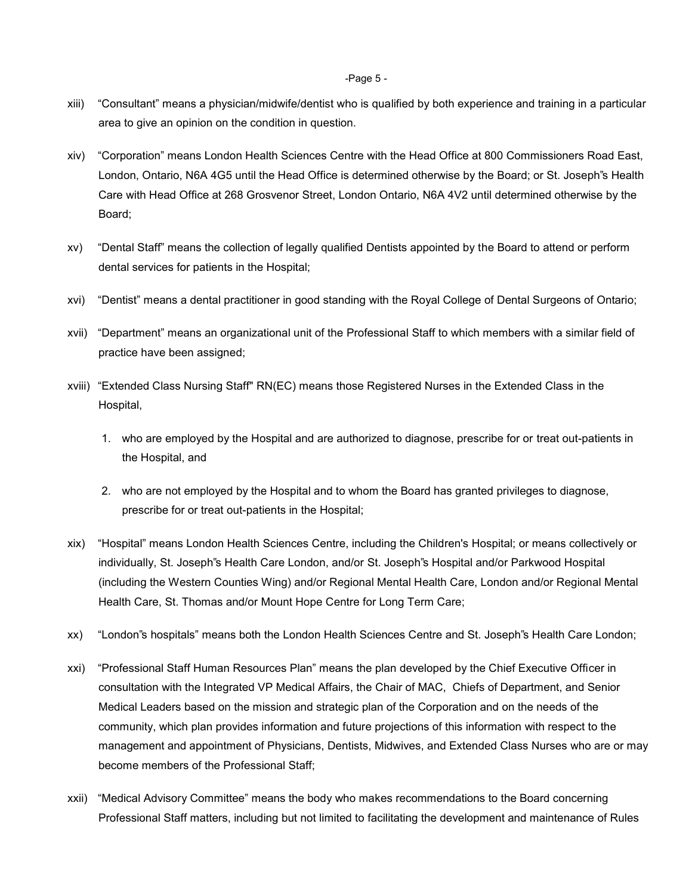xiii) "Consultant" means a physician/midwife/dentist who is qualified by both experience and training in a particular area to give an opinion on the condition in question.

xiv) "Corporation" means London Health Sciences Centre with the Head Office at 800 Commissioners Road East, London, Ontario, N6A 4G5 until the Head Office is determined otherwise by the Board; or St. Joseph"s Health Care with Head Office at 268 Grosvenor Street, London Ontario, N6A 4V2 until determined otherwise by the Board;

xv) "Dental Staff" means the collection of legally qualified Dentists appointed by the Board to attend or perform dental services for patients in the Hospital;

xvi) "Dentist" means a dental practitioner in good standing with the Royal College of Dental Surgeons of Ontario;

xvii) "Department" means an organizational unit of the Professional Staff to which members with a similar field of practice have been assigned;

xviii) "Extended Class Nursing Staff" RN(EC) means those Registered Nurses in the Extended Class in the Hospital,

1. who are employed by the Hospital and are authorized to diagnose, prescribe for or treat out-patients in the Hospital, and
2. who are not employed by the Hospital and to whom the Board has granted privileges to diagnose, prescribe for or treat out-patients in the Hospital;

xix) "Hospital" means London Health Sciences Centre, including the Children's Hospital; or means collectively or individually, St. Joseph"s Health Care London, and/or St. Joseph"s Hospital and/or Parkwood Hospital (including the Western Counties Wing) and/or Regional Mental Health Care, London and/or Regional Mental Health Care, St. Thomas and/or Mount Hope Centre for Long Term Care;

xx) "London"s hospitals" means both the London Health Sciences Centre and St. Joseph"s Health Care London;

xxi) "Professional Staff Human Resources Plan" means the plan developed by the Chief Executive Officer in consultation with the Integrated VP Medical Affairs, the Chair of MAC, Chiefs of Department, and Senior Medical Leaders based on the mission and strategic plan of the Corporation and on the needs of the community, which plan provides information and future projections of this information with respect to the management and appointment of Physicians, Dentists, Midwives, and Extended Class Nurses who are or may become members of the Professional Staff;

xxii) "Medical Advisory Committee" means the body who makes recommendations to the Board concerning Professional Staff matters, including but not limited to facilitating the development and maintenance of Rules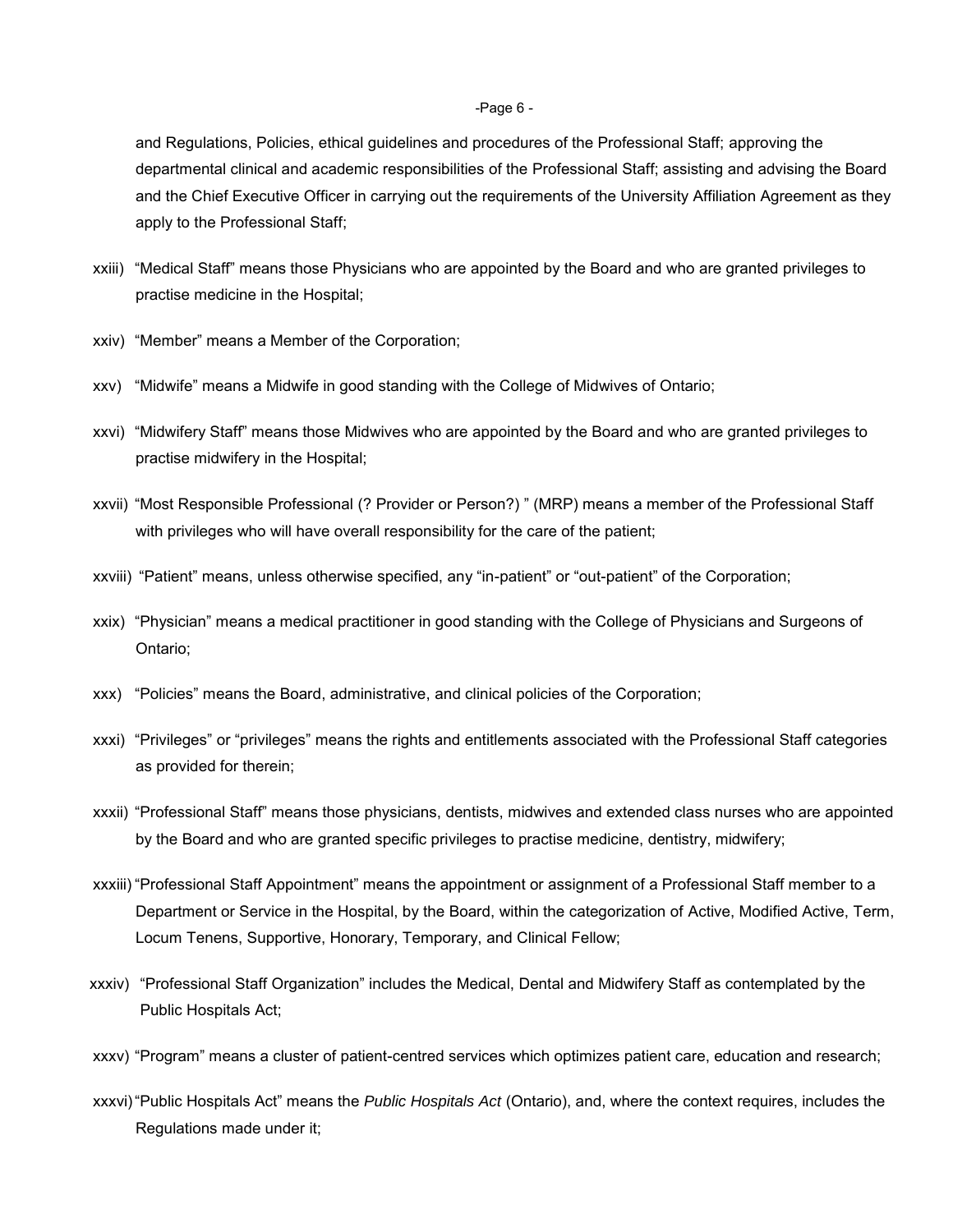and Regulations, Policies, ethical guidelines and procedures of the Professional Staff; approving the departmental clinical and academic responsibilities of the Professional Staff; assisting and advising the Board and the Chief Executive Officer in carrying out the requirements of the University Affiliation Agreement as they apply to the Professional Staff;

xxiii) "Medical Staff" means those Physicians who are appointed by the Board and who are granted privileges to practise medicine in the Hospital;

xxiv) "Member" means a Member of the Corporation;

xxv) "Midwife" means a Midwife in good standing with the College of Midwives of Ontario;

xxvi) "Midwifery Staff" means those Midwives who are appointed by the Board and who are granted privileges to practise midwifery in the Hospital;

xxvii) "Most Responsible Professional (? Provider or Person?) " (MRP) means a member of the Professional Staff with privileges who will have overall responsibility for the care of the patient;

xxviii) "Patient" means, unless otherwise specified, any "in-patient" or "out-patient" of the Corporation;

xxix) "Physician" means a medical practitioner in good standing with the College of Physicians and Surgeons of Ontario;

xxx) "Policies" means the Board, administrative, and clinical policies of the Corporation;

xxxi) "Privileges" or "privileges" means the rights and entitlements associated with the Professional Staff categories as provided for therein;

xxxii) "Professional Staff" means those physicians, dentists, midwives and extended class nurses who are appointed by the Board and who are granted specific privileges to practise medicine, dentistry, midwifery;

xxxiii) "Professional Staff Appointment" means the appointment or assignment of a Professional Staff member to a Department or Service in the Hospital, by the Board, within the categorization of Active, Modified Active, Term, Locum Tenens, Supportive, Honorary, Temporary, and Clinical Fellow;

xxxiv) "Professional Staff Organization" includes the Medical, Dental and Midwifery Staff as contemplated by the Public Hospitals Act;

xxxv) "Program" means a cluster of patient-centred services which optimizes patient care, education and research;

xxxvi) "Public Hospitals Act" means the *Public Hospitals Act* (Ontario), and, where the context requires, includes the Regulations made under it;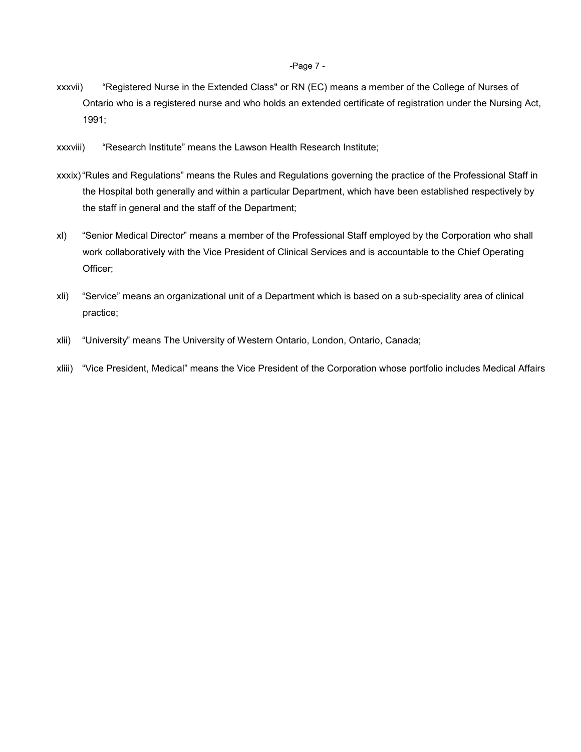xxxvii) "Registered Nurse in the Extended Class" or RN (EC) means a member of the College of Nurses of Ontario who is a registered nurse and who holds an extended certificate of registration under the Nursing Act, 1991;

xxxviii) "Research Institute" means the Lawson Health Research Institute;

xxxix) "Rules and Regulations" means the Rules and Regulations governing the practice of the Professional Staff in the Hospital both generally and within a particular Department, which have been established respectively by the staff in general and the staff of the Department;

xl) "Senior Medical Director" means a member of the Professional Staff employed by the Corporation who shall work collaboratively with the Vice President of Clinical Services and is accountable to the Chief Operating Officer;

xli) "Service" means an organizational unit of a Department which is based on a sub-speciality area of clinical practice;

xlii) "University" means The University of Western Ontario, London, Ontario, Canada;

xliii) "Vice President, Medical" means the Vice President of the Corporation whose portfolio includes Medical Affairs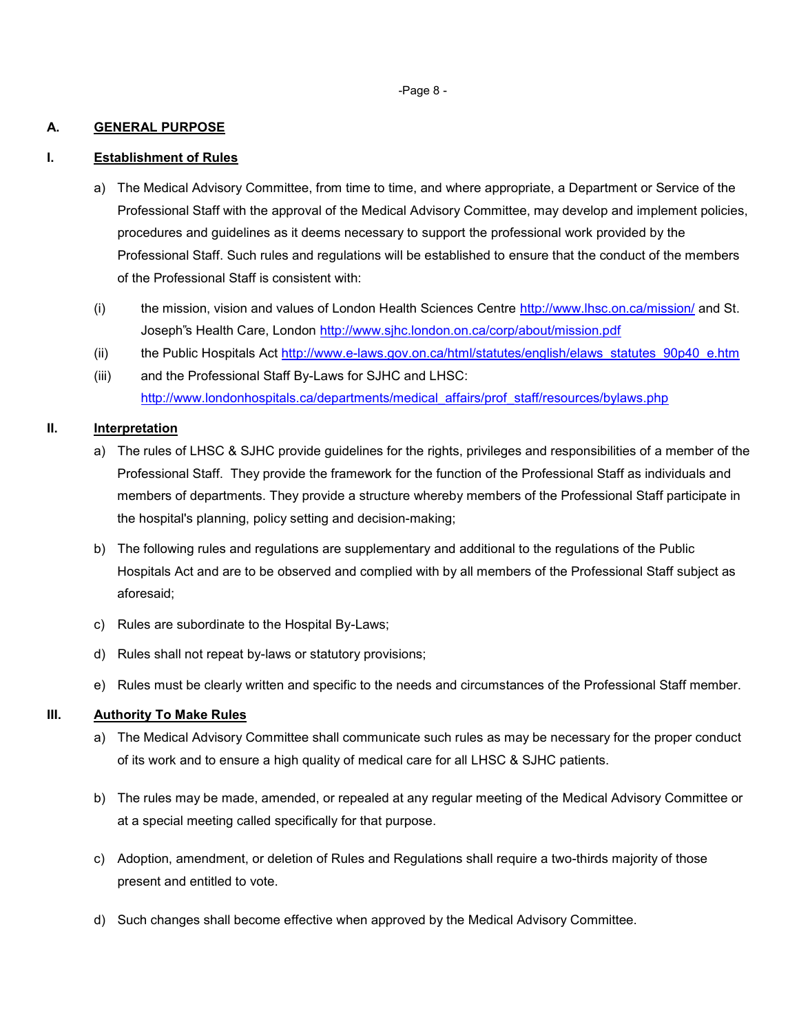## A. GENERAL PURPOSE

### I. Establishment of Rules

a) The Medical Advisory Committee, from time to time, and where appropriate, a Department or Service of the Professional Staff with the approval of the Medical Advisory Committee, may develop and implement policies, procedures and guidelines as it deems necessary to support the professional work provided by the Professional Staff. Such rules and regulations will be established to ensure that the conduct of the members of the Professional Staff is consistent with:

(i) the mission, vision and values of London Health Sciences Centre http://www.lhsc.on.ca/mission/ and St. Joseph"s Health Care, London http://www.sjhc.london.on.ca/corp/about/mission.pdf

(ii) the Public Hospitals Act http://www.e-laws.gov.on.ca/html/statutes/english/elaws_statutes_90p40_e.htm

(iii) and the Professional Staff By-Laws for SJHC and LHSC: http://www.londonhospitals.ca/departments/medical_affairs/prof_staff/resources/bylaws.php

### II. Interpretation

a) The rules of LHSC & SJHC provide guidelines for the rights, privileges and responsibilities of a member of the Professional Staff. They provide the framework for the function of the Professional Staff as individuals and members of departments. They provide a structure whereby members of the Professional Staff participate in the hospital's planning, policy setting and decision-making;

b) The following rules and regulations are supplementary and additional to the regulations of the Public Hospitals Act and are to be observed and complied with by all members of the Professional Staff subject as aforesaid;

c) Rules are subordinate to the Hospital By-Laws;

d) Rules shall not repeat by-laws or statutory provisions;

e) Rules must be clearly written and specific to the needs and circumstances of the Professional Staff member.

### III. Authority To Make Rules

a) The Medical Advisory Committee shall communicate such rules as may be necessary for the proper conduct of its work and to ensure a high quality of medical care for all LHSC & SJHC patients.

b) The rules may be made, amended, or repealed at any regular meeting of the Medical Advisory Committee or at a special meeting called specifically for that purpose.

c) Adoption, amendment, or deletion of Rules and Regulations shall require a two-thirds majority of those present and entitled to vote.

d) Such changes shall become effective when approved by the Medical Advisory Committee.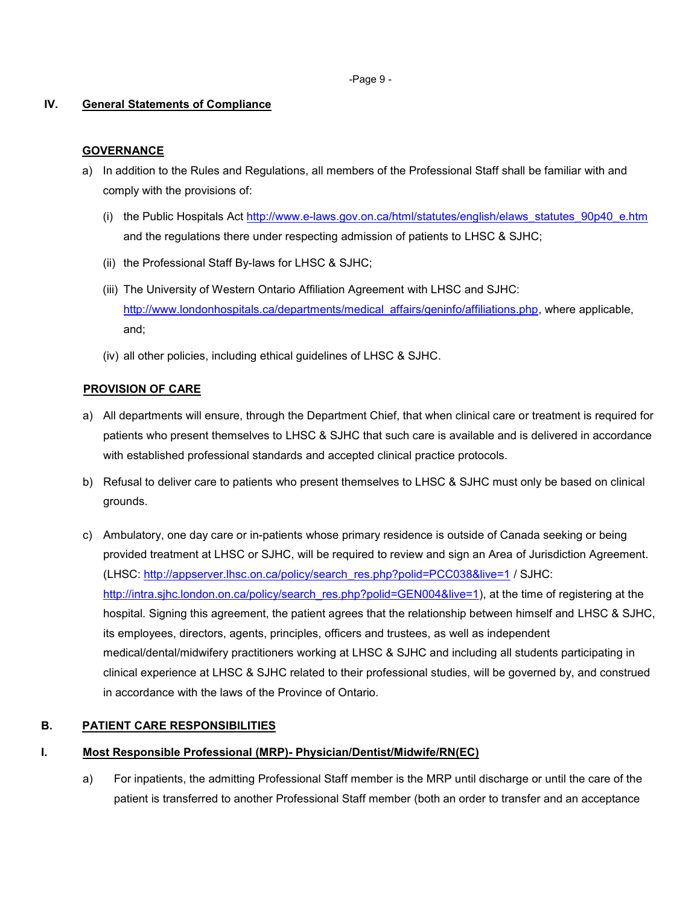## IV. General Statements of Compliance

### GOVERNANCE

a) In addition to the Rules and Regulations, all members of the Professional Staff shall be familiar with and comply with the provisions of:

   (i) the Public Hospitals Act http://www.e-laws.gov.on.ca/html/statutes/english/elaws_statutes_90p40_e.htm and the regulations there under respecting admission of patients to LHSC & SJHC;

   (ii) the Professional Staff By-laws for LHSC & SJHC;

   (iii) The University of Western Ontario Affiliation Agreement with LHSC and SJHC: http://www.londonhospitals.ca/departments/medical_affairs/geninfo/affiliations.php, where applicable, and;

   (iv) all other policies, including ethical guidelines of LHSC & SJHC.

### PROVISION OF CARE

a) All departments will ensure, through the Department Chief, that when clinical care or treatment is required for patients who present themselves to LHSC & SJHC that such care is available and is delivered in accordance with established professional standards and accepted clinical practice protocols.

b) Refusal to deliver care to patients who present themselves to LHSC & SJHC must only be based on clinical grounds.

c) Ambulatory, one day care or in-patients whose primary residence is outside of Canada seeking or being provided treatment at LHSC or SJHC, will be required to review and sign an Area of Jurisdiction Agreement. (LHSC: http://appserver.lhsc.on.ca/policy/search_res.php?polid=PCC038&live=1 / SJHC: http://intra.sjhc.london.on.ca/policy/search_res.php?polid=GEN004&live=1), at the time of registering at the hospital. Signing this agreement, the patient agrees that the relationship between himself and LHSC & SJHC, its employees, directors, agents, principles, officers and trustees, as well as independent medical/dental/midwifery practitioners working at LHSC & SJHC and including all students participating in clinical experience at LHSC & SJHC related to their professional studies, will be governed by, and construed in accordance with the laws of the Province of Ontario.

## B. PATIENT CARE RESPONSIBILITIES

## I. Most Responsible Professional (MRP)- Physician/Dentist/Midwife/RN(EC)

a) For inpatients, the admitting Professional Staff member is the MRP until discharge or until the care of the patient is transferred to another Professional Staff member (both an order to transfer and an acceptance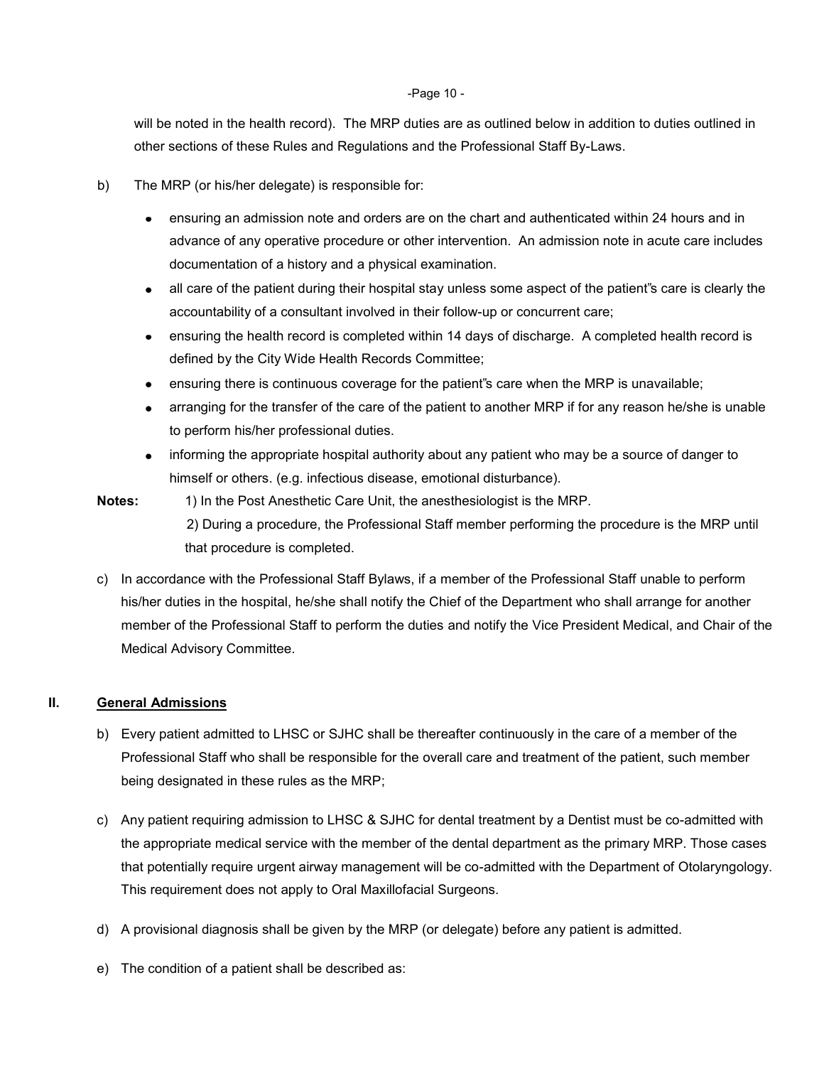will be noted in the health record). The MRP duties are as outlined below in addition to duties outlined in other sections of these Rules and Regulations and the Professional Staff By-Laws.

b) The MRP (or his/her delegate) is responsible for:

- ensuring an admission note and orders are on the chart and authenticated within 24 hours and in advance of any operative procedure or other intervention. An admission note in acute care includes documentation of a history and a physical examination.
- all care of the patient during their hospital stay unless some aspect of the patient"s care is clearly the accountability of a consultant involved in their follow-up or concurrent care;
- ensuring the health record is completed within 14 days of discharge. A completed health record is defined by the City Wide Health Records Committee;
- ensuring there is continuous coverage for the patient"s care when the MRP is unavailable;
- arranging for the transfer of the care of the patient to another MRP if for any reason he/she is unable to perform his/her professional duties.
- informing the appropriate hospital authority about any patient who may be a source of danger to himself or others. (e.g. infectious disease, emotional disturbance).

**Notes:** 1) In the Post Anesthetic Care Unit, the anesthesiologist is the MRP.

2) During a procedure, the Professional Staff member performing the procedure is the MRP until that procedure is completed.

c) In accordance with the Professional Staff Bylaws, if a member of the Professional Staff unable to perform his/her duties in the hospital, he/she shall notify the Chief of the Department who shall arrange for another member of the Professional Staff to perform the duties and notify the Vice President Medical, and Chair of the Medical Advisory Committee.

## II. General Admissions

b) Every patient admitted to LHSC or SJHC shall be thereafter continuously in the care of a member of the Professional Staff who shall be responsible for the overall care and treatment of the patient, such member being designated in these rules as the MRP;

c) Any patient requiring admission to LHSC & SJHC for dental treatment by a Dentist must be co-admitted with the appropriate medical service with the member of the dental department as the primary MRP. Those cases that potentially require urgent airway management will be co-admitted with the Department of Otolaryngology. This requirement does not apply to Oral Maxillofacial Surgeons.

d) A provisional diagnosis shall be given by the MRP (or delegate) before any patient is admitted.

e) The condition of a patient shall be described as: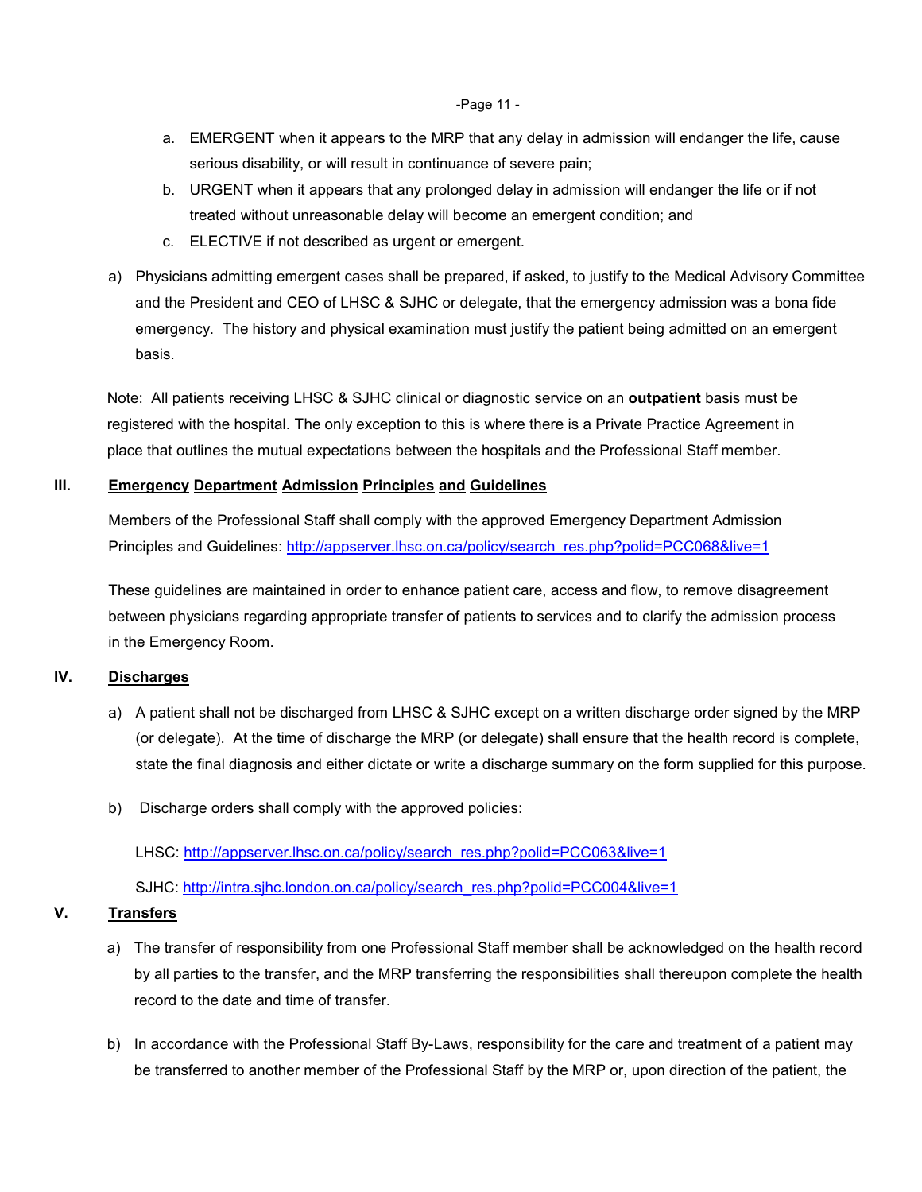a. EMERGENT when it appears to the MRP that any delay in admission will endanger the life, cause serious disability, or will result in continuance of severe pain;
b. URGENT when it appears that any prolonged delay in admission will endanger the life or if not treated without unreasonable delay will become an emergent condition; and
c. ELECTIVE if not described as urgent or emergent.

a) Physicians admitting emergent cases shall be prepared, if asked, to justify to the Medical Advisory Committee and the President and CEO of LHSC & SJHC or delegate, that the emergency admission was a bona fide emergency. The history and physical examination must justify the patient being admitted on an emergent basis.

Note: All patients receiving LHSC & SJHC clinical or diagnostic service on an **outpatient** basis must be registered with the hospital. The only exception to this is where there is a Private Practice Agreement in place that outlines the mutual expectations between the hospitals and the Professional Staff member.

## III. Emergency Department Admission Principles and Guidelines

Members of the Professional Staff shall comply with the approved Emergency Department Admission Principles and Guidelines: http://appserver.lhsc.on.ca/policy/search_res.php?polid=PCC068&live=1

These guidelines are maintained in order to enhance patient care, access and flow, to remove disagreement between physicians regarding appropriate transfer of patients to services and to clarify the admission process in the Emergency Room.

## IV. Discharges

a) A patient shall not be discharged from LHSC & SJHC except on a written discharge order signed by the MRP (or delegate). At the time of discharge the MRP (or delegate) shall ensure that the health record is complete, state the final diagnosis and either dictate or write a discharge summary on the form supplied for this purpose.

b) Discharge orders shall comply with the approved policies:

LHSC: http://appserver.lhsc.on.ca/policy/search_res.php?polid=PCC063&live=1

SJHC: http://intra.sjhc.london.on.ca/policy/search_res.php?polid=PCC004&live=1

## V. Transfers

a) The transfer of responsibility from one Professional Staff member shall be acknowledged on the health record by all parties to the transfer, and the MRP transferring the responsibilities shall thereupon complete the health record to the date and time of transfer.

b) In accordance with the Professional Staff By-Laws, responsibility for the care and treatment of a patient may be transferred to another member of the Professional Staff by the MRP or, upon direction of the patient, the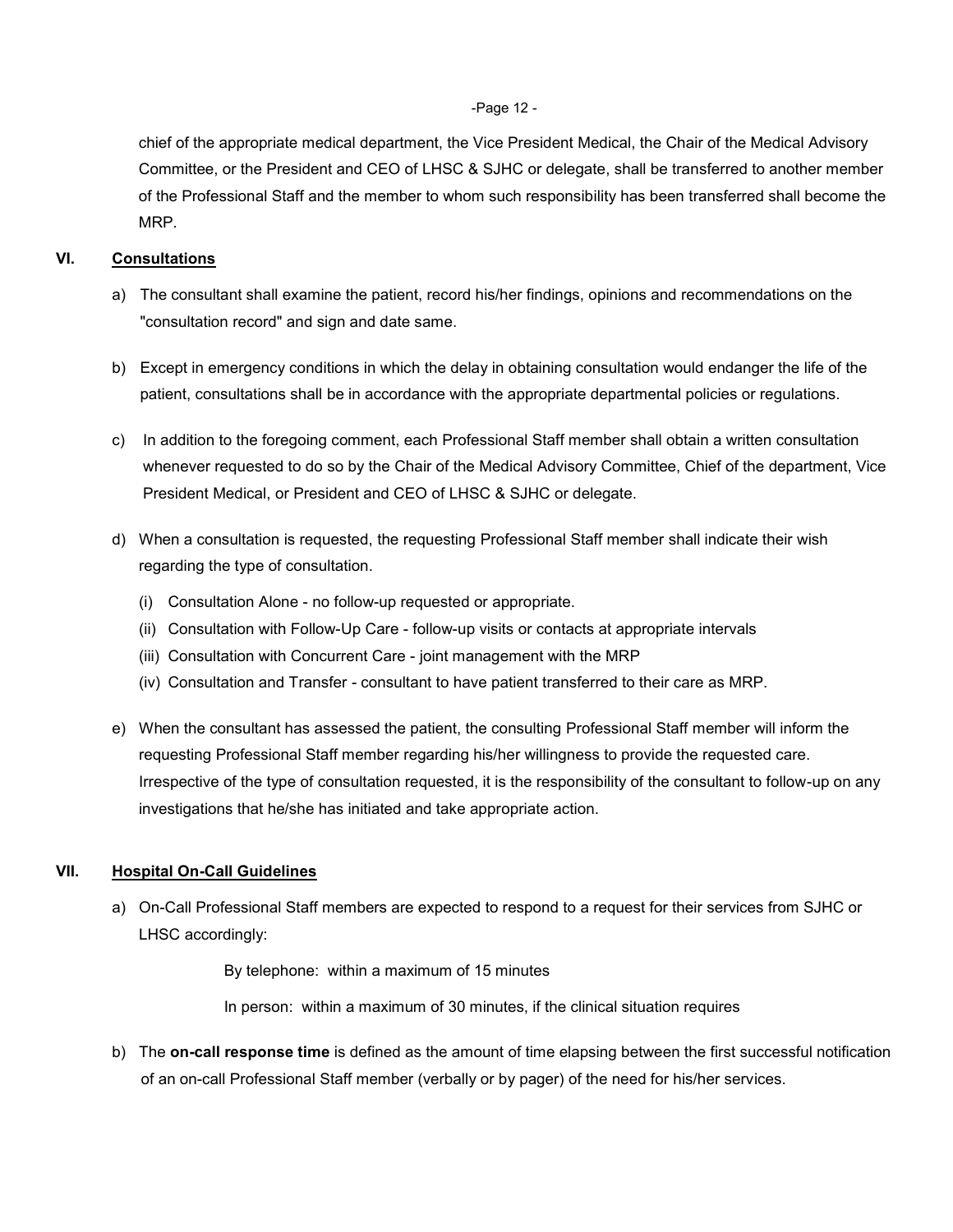chief of the appropriate medical department, the Vice President Medical, the Chair of the Medical Advisory Committee, or the President and CEO of LHSC & SJHC or delegate, shall be transferred to another member of the Professional Staff and the member to whom such responsibility has been transferred shall become the MRP.

## VI. Consultations

a) The consultant shall examine the patient, record his/her findings, opinions and recommendations on the "consultation record" and sign and date same.

b) Except in emergency conditions in which the delay in obtaining consultation would endanger the life of the patient, consultations shall be in accordance with the appropriate departmental policies or regulations.

c) In addition to the foregoing comment, each Professional Staff member shall obtain a written consultation whenever requested to do so by the Chair of the Medical Advisory Committee, Chief of the department, Vice President Medical, or President and CEO of LHSC & SJHC or delegate.

d) When a consultation is requested, the requesting Professional Staff member shall indicate their wish regarding the type of consultation.

   (i) Consultation Alone - no follow-up requested or appropriate.
   (ii) Consultation with Follow-Up Care - follow-up visits or contacts at appropriate intervals
   (iii) Consultation with Concurrent Care - joint management with the MRP
   (iv) Consultation and Transfer - consultant to have patient transferred to their care as MRP.

e) When the consultant has assessed the patient, the consulting Professional Staff member will inform the requesting Professional Staff member regarding his/her willingness to provide the requested care. Irrespective of the type of consultation requested, it is the responsibility of the consultant to follow-up on any investigations that he/she has initiated and take appropriate action.

## VII. Hospital On-Call Guidelines

a) On-Call Professional Staff members are expected to respond to a request for their services from SJHC or LHSC accordingly:

   By telephone: within a maximum of 15 minutes

   In person: within a maximum of 30 minutes, if the clinical situation requires

b) The **on-call response time** is defined as the amount of time elapsing between the first successful notification of an on-call Professional Staff member (verbally or by pager) of the need for his/her services.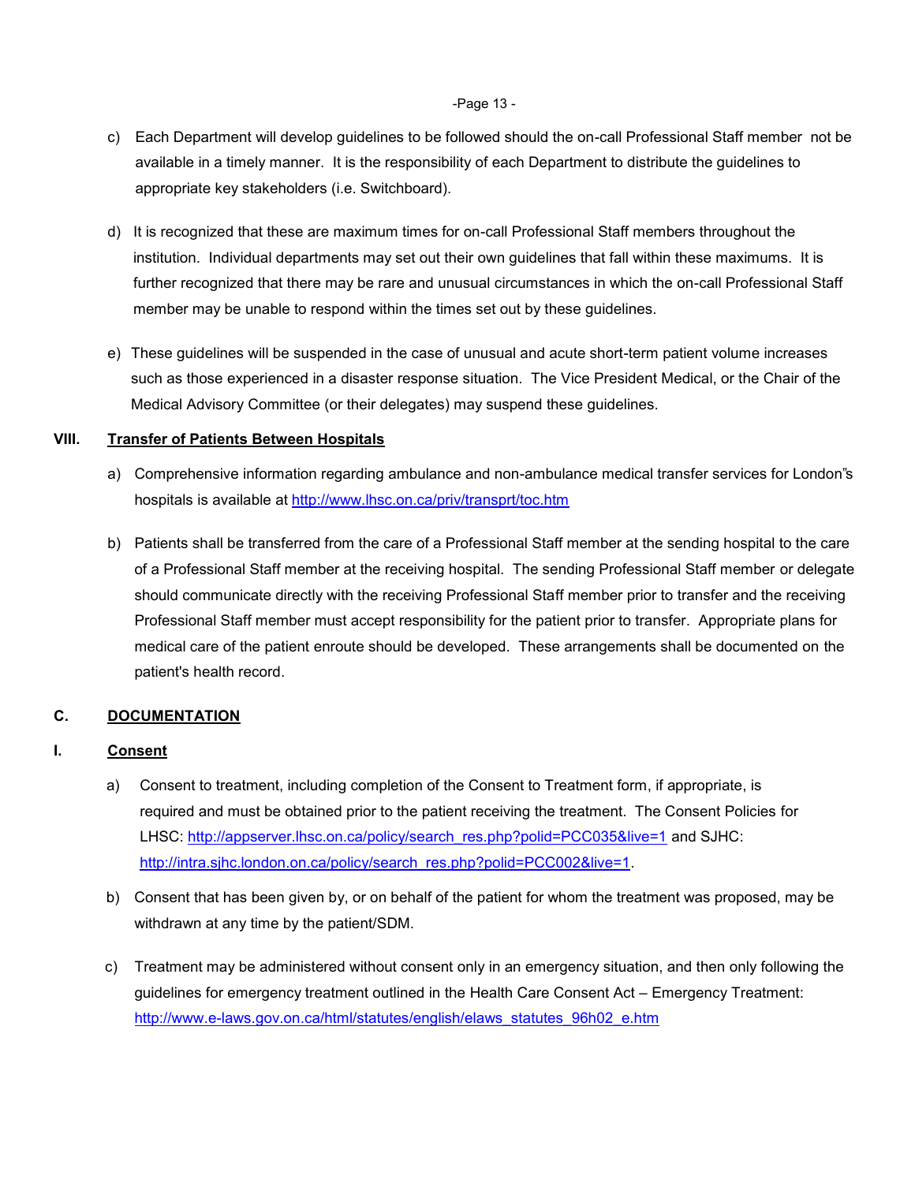c) Each Department will develop guidelines to be followed should the on-call Professional Staff member not be available in a timely manner. It is the responsibility of each Department to distribute the guidelines to appropriate key stakeholders (i.e. Switchboard).

d) It is recognized that these are maximum times for on-call Professional Staff members throughout the institution. Individual departments may set out their own guidelines that fall within these maximums. It is further recognized that there may be rare and unusual circumstances in which the on-call Professional Staff member may be unable to respond within the times set out by these guidelines.

e) These guidelines will be suspended in the case of unusual and acute short-term patient volume increases such as those experienced in a disaster response situation. The Vice President Medical, or the Chair of the Medical Advisory Committee (or their delegates) may suspend these guidelines.

### VIII. Transfer of Patients Between Hospitals

a) Comprehensive information regarding ambulance and non-ambulance medical transfer services for London"s hospitals is available at http://www.lhsc.on.ca/priv/transprt/toc.htm

b) Patients shall be transferred from the care of a Professional Staff member at the sending hospital to the care of a Professional Staff member at the receiving hospital. The sending Professional Staff member or delegate should communicate directly with the receiving Professional Staff member prior to transfer and the receiving Professional Staff member must accept responsibility for the patient prior to transfer. Appropriate plans for medical care of the patient enroute should be developed. These arrangements shall be documented on the patient's health record.

## C. DOCUMENTATION

### I. Consent

a) Consent to treatment, including completion of the Consent to Treatment form, if appropriate, is required and must be obtained prior to the patient receiving the treatment. The Consent Policies for LHSC: http://appserver.lhsc.on.ca/policy/search_res.php?polid=PCC035&live=1 and SJHC: http://intra.sjhc.london.on.ca/policy/search_res.php?polid=PCC002&live=1.

b) Consent that has been given by, or on behalf of the patient for whom the treatment was proposed, may be withdrawn at any time by the patient/SDM.

c) Treatment may be administered without consent only in an emergency situation, and then only following the guidelines for emergency treatment outlined in the Health Care Consent Act – Emergency Treatment: http://www.e-laws.gov.on.ca/html/statutes/english/elaws_statutes_96h02_e.htm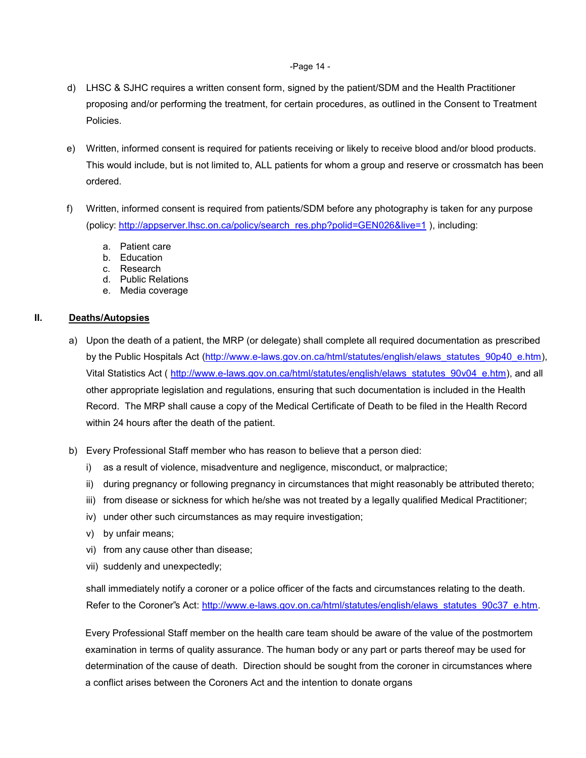d) LHSC & SJHC requires a written consent form, signed by the patient/SDM and the Health Practitioner proposing and/or performing the treatment, for certain procedures, as outlined in the Consent to Treatment Policies.

e) Written, informed consent is required for patients receiving or likely to receive blood and/or blood products. This would include, but is not limited to, ALL patients for whom a group and reserve or crossmatch has been ordered.

f) Written, informed consent is required from patients/SDM before any photography is taken for any purpose (policy: http://appserver.lhsc.on.ca/policy/search_res.php?polid=GEN026&live=1 ), including:

   a. Patient care
   b. Education
   c. Research
   d. Public Relations
   e. Media coverage

## II. Deaths/Autopsies

a) Upon the death of a patient, the MRP (or delegate) shall complete all required documentation as prescribed by the Public Hospitals Act (http://www.e-laws.gov.on.ca/html/statutes/english/elaws_statutes_90p40_e.htm), Vital Statistics Act ( http://www.e-laws.gov.on.ca/html/statutes/english/elaws_statutes_90v04_e.htm), and all other appropriate legislation and regulations, ensuring that such documentation is included in the Health Record. The MRP shall cause a copy of the Medical Certificate of Death to be filed in the Health Record within 24 hours after the death of the patient.

b) Every Professional Staff member who has reason to believe that a person died:

   i) as a result of violence, misadventure and negligence, misconduct, or malpractice;
   ii) during pregnancy or following pregnancy in circumstances that might reasonably be attributed thereto;
   iii) from disease or sickness for which he/she was not treated by a legally qualified Medical Practitioner;
   iv) under other such circumstances as may require investigation;
   v) by unfair means;
   vi) from any cause other than disease;
   vii) suddenly and unexpectedly;

   shall immediately notify a coroner or a police officer of the facts and circumstances relating to the death. Refer to the Coroner"s Act: http://www.e-laws.gov.on.ca/html/statutes/english/elaws_statutes_90c37_e.htm.

   Every Professional Staff member on the health care team should be aware of the value of the postmortem examination in terms of quality assurance. The human body or any part or parts thereof may be used for determination of the cause of death. Direction should be sought from the coroner in circumstances where a conflict arises between the Coroners Act and the intention to donate organs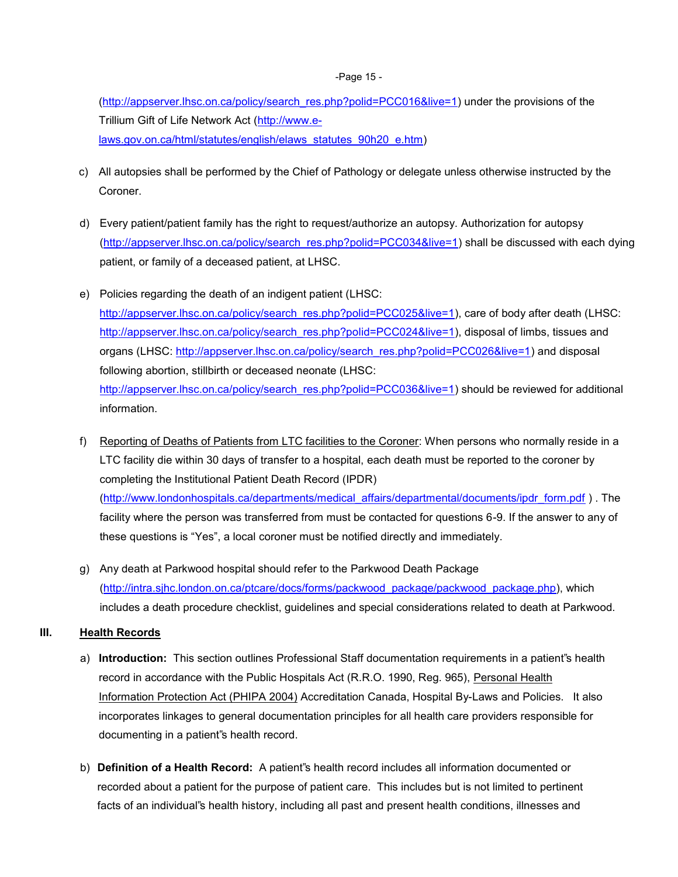(http://appserver.lhsc.on.ca/policy/search_res.php?polid=PCC016&live=1) under the provisions of the Trillium Gift of Life Network Act (http://www.e-laws.gov.on.ca/html/statutes/english/elaws_statutes_90h20_e.htm)

c) All autopsies shall be performed by the Chief of Pathology or delegate unless otherwise instructed by the Coroner.

d) Every patient/patient family has the right to request/authorize an autopsy. Authorization for autopsy (http://appserver.lhsc.on.ca/policy/search_res.php?polid=PCC034&live=1) shall be discussed with each dying patient, or family of a deceased patient, at LHSC.

e) Policies regarding the death of an indigent patient (LHSC: http://appserver.lhsc.on.ca/policy/search_res.php?polid=PCC025&live=1), care of body after death (LHSC: http://appserver.lhsc.on.ca/policy/search_res.php?polid=PCC024&live=1), disposal of limbs, tissues and organs (LHSC: http://appserver.lhsc.on.ca/policy/search_res.php?polid=PCC026&live=1) and disposal following abortion, stillbirth or deceased neonate (LHSC: http://appserver.lhsc.on.ca/policy/search_res.php?polid=PCC036&live=1) should be reviewed for additional information.

f) Reporting of Deaths of Patients from LTC facilities to the Coroner: When persons who normally reside in a LTC facility die within 30 days of transfer to a hospital, each death must be reported to the coroner by completing the Institutional Patient Death Record (IPDR) (http://www.londonhospitals.ca/departments/medical_affairs/departmental/documents/ipdr_form.pdf ) . The facility where the person was transferred from must be contacted for questions 6-9. If the answer to any of these questions is "Yes", a local coroner must be notified directly and immediately.

g) Any death at Parkwood hospital should refer to the Parkwood Death Package (http://intra.sjhc.london.on.ca/ptcare/docs/forms/packwood_package/packwood_package.php), which includes a death procedure checklist, guidelines and special considerations related to death at Parkwood.

## III. Health Records

a) **Introduction:** This section outlines Professional Staff documentation requirements in a patient"s health record in accordance with the Public Hospitals Act (R.R.O. 1990, Reg. 965), Personal Health Information Protection Act (PHIPA 2004) Accreditation Canada, Hospital By-Laws and Policies. It also incorporates linkages to general documentation principles for all health care providers responsible for documenting in a patient"s health record.

b) **Definition of a Health Record:** A patient"s health record includes all information documented or recorded about a patient for the purpose of patient care. This includes but is not limited to pertinent facts of an individual"s health history, including all past and present health conditions, illnesses and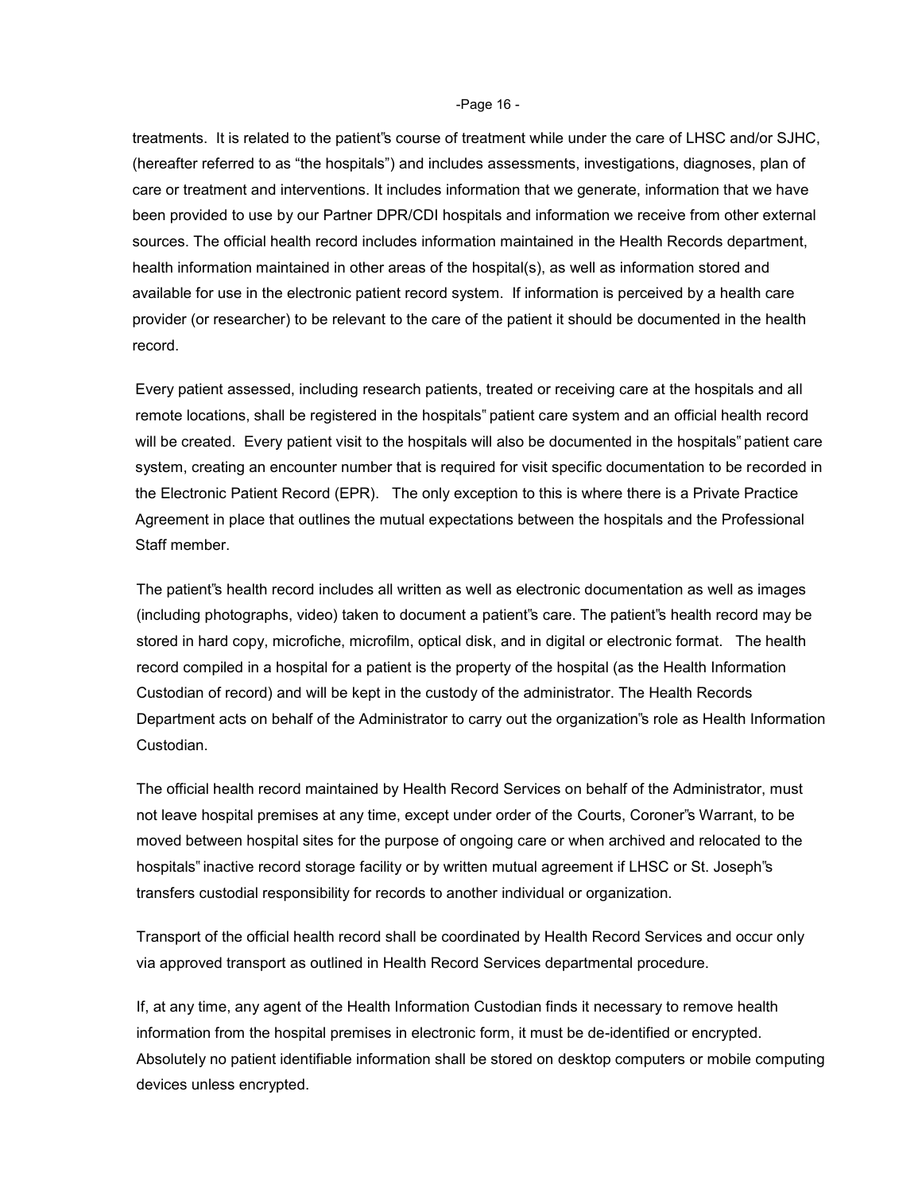treatments. It is related to the patient"s course of treatment while under the care of LHSC and/or SJHC, (hereafter referred to as "the hospitals") and includes assessments, investigations, diagnoses, plan of care or treatment and interventions. It includes information that we generate, information that we have been provided to use by our Partner DPR/CDI hospitals and information we receive from other external sources. The official health record includes information maintained in the Health Records department, health information maintained in other areas of the hospital(s), as well as information stored and available for use in the electronic patient record system. If information is perceived by a health care provider (or researcher) to be relevant to the care of the patient it should be documented in the health record.

Every patient assessed, including research patients, treated or receiving care at the hospitals and all remote locations, shall be registered in the hospitals" patient care system and an official health record will be created. Every patient visit to the hospitals will also be documented in the hospitals" patient care system, creating an encounter number that is required for visit specific documentation to be recorded in the Electronic Patient Record (EPR). The only exception to this is where there is a Private Practice Agreement in place that outlines the mutual expectations between the hospitals and the Professional Staff member.

The patient"s health record includes all written as well as electronic documentation as well as images (including photographs, video) taken to document a patient"s care. The patient"s health record may be stored in hard copy, microfiche, microfilm, optical disk, and in digital or electronic format. The health record compiled in a hospital for a patient is the property of the hospital (as the Health Information Custodian of record) and will be kept in the custody of the administrator. The Health Records Department acts on behalf of the Administrator to carry out the organization"s role as Health Information Custodian.

The official health record maintained by Health Record Services on behalf of the Administrator, must not leave hospital premises at any time, except under order of the Courts, Coroner"s Warrant, to be moved between hospital sites for the purpose of ongoing care or when archived and relocated to the hospitals" inactive record storage facility or by written mutual agreement if LHSC or St. Joseph"s transfers custodial responsibility for records to another individual or organization.

Transport of the official health record shall be coordinated by Health Record Services and occur only via approved transport as outlined in Health Record Services departmental procedure.

If, at any time, any agent of the Health Information Custodian finds it necessary to remove health information from the hospital premises in electronic form, it must be de-identified or encrypted. Absolutely no patient identifiable information shall be stored on desktop computers or mobile computing devices unless encrypted.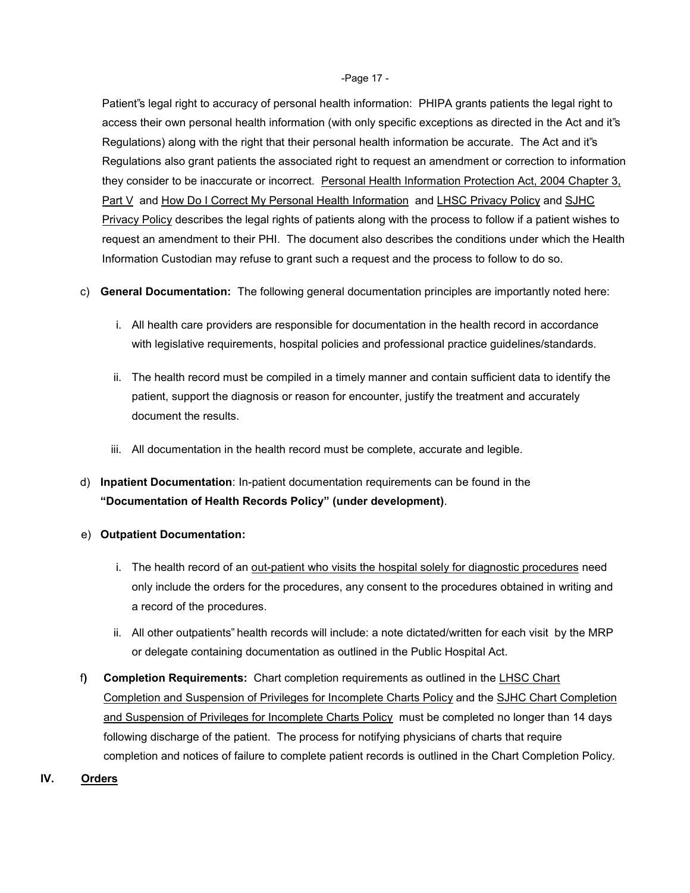Patient"s legal right to accuracy of personal health information: PHIPA grants patients the legal right to access their own personal health information (with only specific exceptions as directed in the Act and it"s Regulations) along with the right that their personal health information be accurate. The Act and it"s Regulations also grant patients the associated right to request an amendment or correction to information they consider to be inaccurate or incorrect. Personal Health Information Protection Act, 2004 Chapter 3, Part V and How Do I Correct My Personal Health Information and LHSC Privacy Policy and SJHC Privacy Policy describes the legal rights of patients along with the process to follow if a patient wishes to request an amendment to their PHI. The document also describes the conditions under which the Health Information Custodian may refuse to grant such a request and the process to follow to do so.

c) **General Documentation:** The following general documentation principles are importantly noted here:

   i. All health care providers are responsible for documentation in the health record in accordance with legislative requirements, hospital policies and professional practice guidelines/standards.

   ii. The health record must be compiled in a timely manner and contain sufficient data to identify the patient, support the diagnosis or reason for encounter, justify the treatment and accurately document the results.

   iii. All documentation in the health record must be complete, accurate and legible.

d) **Inpatient Documentation**: In-patient documentation requirements can be found in the **"Documentation of Health Records Policy" (under development)**.

e) **Outpatient Documentation:**

   i. The health record of an out-patient who visits the hospital solely for diagnostic procedures need only include the orders for the procedures, any consent to the procedures obtained in writing and a record of the procedures.

   ii. All other outpatients" health records will include: a note dictated/written for each visit by the MRP or delegate containing documentation as outlined in the Public Hospital Act.

f) **Completion Requirements:** Chart completion requirements as outlined in the LHSC Chart Completion and Suspension of Privileges for Incomplete Charts Policy and the SJHC Chart Completion and Suspension of Privileges for Incomplete Charts Policy must be completed no longer than 14 days following discharge of the patient. The process for notifying physicians of charts that require completion and notices of failure to complete patient records is outlined in the Chart Completion Policy.

## IV. Orders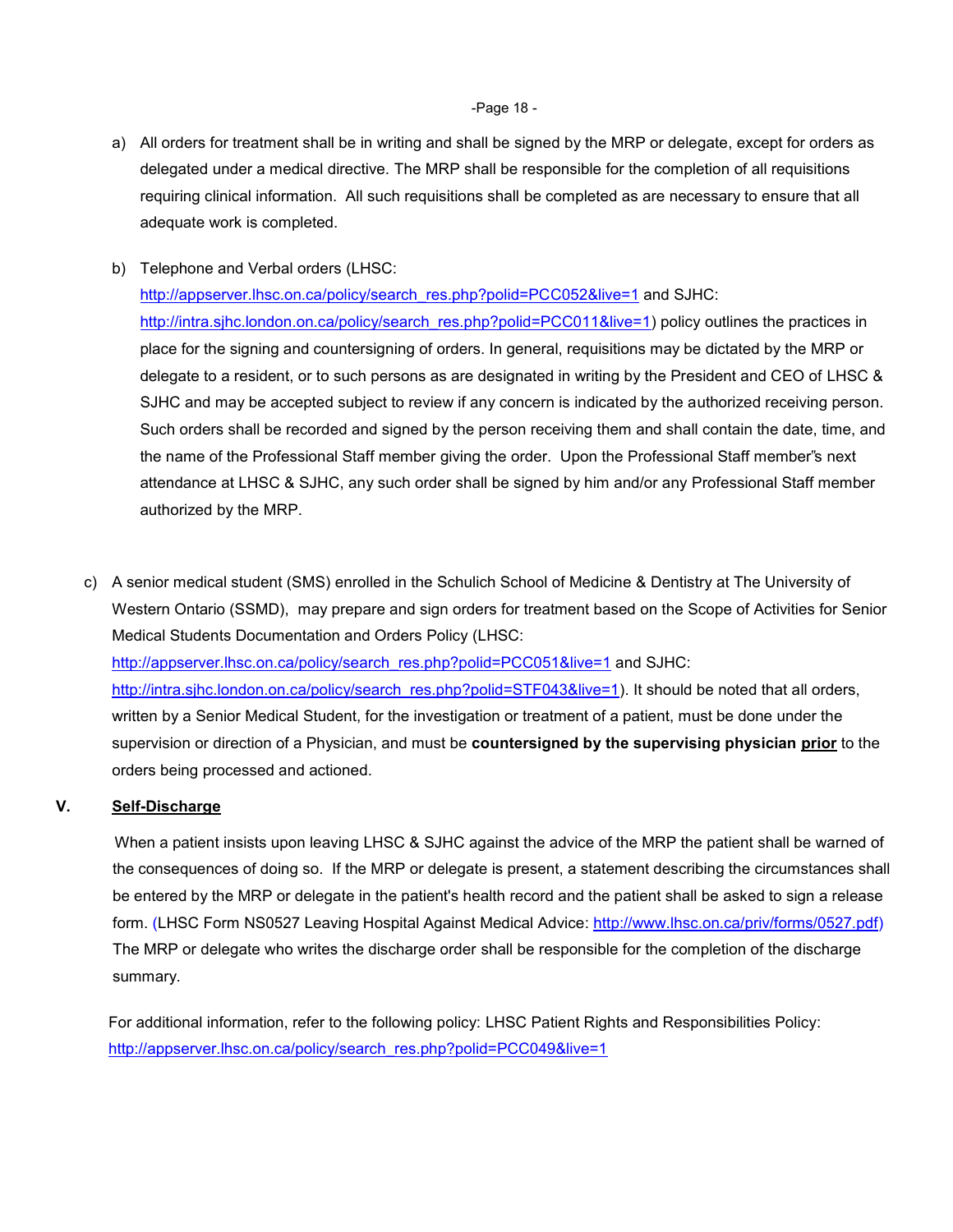a) All orders for treatment shall be in writing and shall be signed by the MRP or delegate, except for orders as delegated under a medical directive. The MRP shall be responsible for the completion of all requisitions requiring clinical information. All such requisitions shall be completed as are necessary to ensure that all adequate work is completed.

b) Telephone and Verbal orders (LHSC: http://appserver.lhsc.on.ca/policy/search_res.php?polid=PCC052&live=1 and SJHC: http://intra.sjhc.london.on.ca/policy/search_res.php?polid=PCC011&live=1) policy outlines the practices in place for the signing and countersigning of orders. In general, requisitions may be dictated by the MRP or delegate to a resident, or to such persons as are designated in writing by the President and CEO of LHSC & SJHC and may be accepted subject to review if any concern is indicated by the authorized receiving person. Such orders shall be recorded and signed by the person receiving them and shall contain the date, time, and the name of the Professional Staff member giving the order. Upon the Professional Staff member's next attendance at LHSC & SJHC, any such order shall be signed by him and/or any Professional Staff member authorized by the MRP.

c) A senior medical student (SMS) enrolled in the Schulich School of Medicine & Dentistry at The University of Western Ontario (SSMD), may prepare and sign orders for treatment based on the Scope of Activities for Senior Medical Students Documentation and Orders Policy (LHSC: http://appserver.lhsc.on.ca/policy/search_res.php?polid=PCC051&live=1 and SJHC: http://intra.sjhc.london.on.ca/policy/search_res.php?polid=STF043&live=1). It should be noted that all orders, written by a Senior Medical Student, for the investigation or treatment of a patient, must be done under the supervision or direction of a Physician, and must be **countersigned by the supervising physician <u>prior</u>** to the orders being processed and actioned.

## V. <u>Self-Discharge</u>

When a patient insists upon leaving LHSC & SJHC against the advice of the MRP the patient shall be warned of the consequences of doing so. If the MRP or delegate is present, a statement describing the circumstances shall be entered by the MRP or delegate in the patient's health record and the patient shall be asked to sign a release form. (LHSC Form NS0527 Leaving Hospital Against Medical Advice: http://www.lhsc.on.ca/priv/forms/0527.pdf) The MRP or delegate who writes the discharge order shall be responsible for the completion of the discharge summary.

For additional information, refer to the following policy: LHSC Patient Rights and Responsibilities Policy: http://appserver.lhsc.on.ca/policy/search_res.php?polid=PCC049&live=1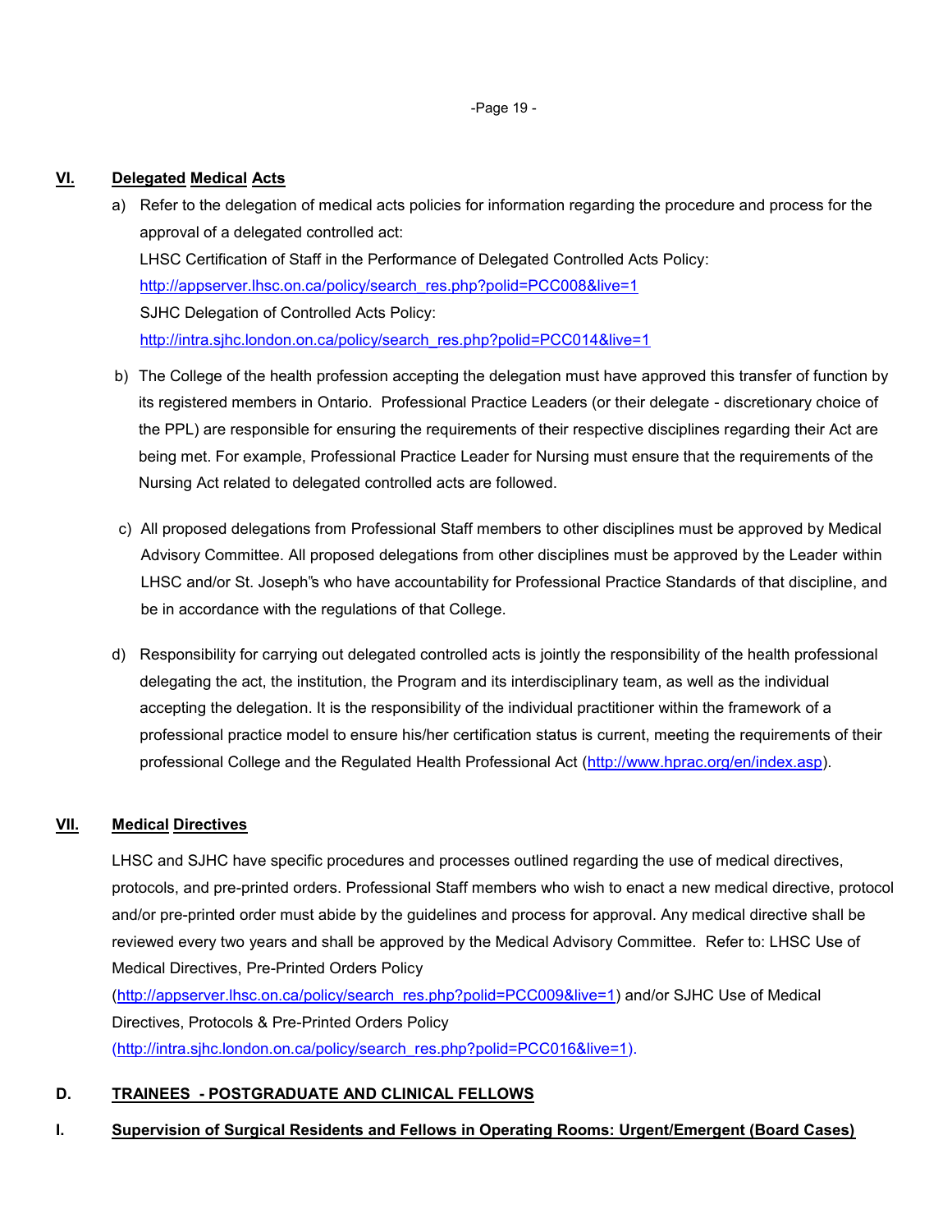## VI. Delegated Medical Acts

a) Refer to the delegation of medical acts policies for information regarding the procedure and process for the approval of a delegated controlled act:
LHSC Certification of Staff in the Performance of Delegated Controlled Acts Policy:
http://appserver.lhsc.on.ca/policy/search_res.php?polid=PCC008&live=1
SJHC Delegation of Controlled Acts Policy:
http://intra.sjhc.london.on.ca/policy/search_res.php?polid=PCC014&live=1

b) The College of the health profession accepting the delegation must have approved this transfer of function by its registered members in Ontario. Professional Practice Leaders (or their delegate - discretionary choice of the PPL) are responsible for ensuring the requirements of their respective disciplines regarding their Act are being met. For example, Professional Practice Leader for Nursing must ensure that the requirements of the Nursing Act related to delegated controlled acts are followed.

c) All proposed delegations from Professional Staff members to other disciplines must be approved by Medical Advisory Committee. All proposed delegations from other disciplines must be approved by the Leader within LHSC and/or St. Joseph"s who have accountability for Professional Practice Standards of that discipline, and be in accordance with the regulations of that College.

d) Responsibility for carrying out delegated controlled acts is jointly the responsibility of the health professional delegating the act, the institution, the Program and its interdisciplinary team, as well as the individual accepting the delegation. It is the responsibility of the individual practitioner within the framework of a professional practice model to ensure his/her certification status is current, meeting the requirements of their professional College and the Regulated Health Professional Act (http://www.hprac.org/en/index.asp).

## VII. Medical Directives

LHSC and SJHC have specific procedures and processes outlined regarding the use of medical directives, protocols, and pre-printed orders. Professional Staff members who wish to enact a new medical directive, protocol and/or pre-printed order must abide by the guidelines and process for approval. Any medical directive shall be reviewed every two years and shall be approved by the Medical Advisory Committee. Refer to: LHSC Use of Medical Directives, Pre-Printed Orders Policy (http://appserver.lhsc.on.ca/policy/search_res.php?polid=PCC009&live=1) and/or SJHC Use of Medical Directives, Protocols & Pre-Printed Orders Policy (http://intra.sjhc.london.on.ca/policy/search_res.php?polid=PCC016&live=1).

## D. TRAINEES - POSTGRADUATE AND CLINICAL FELLOWS

### I. Supervision of Surgical Residents and Fellows in Operating Rooms: Urgent/Emergent (Board Cases)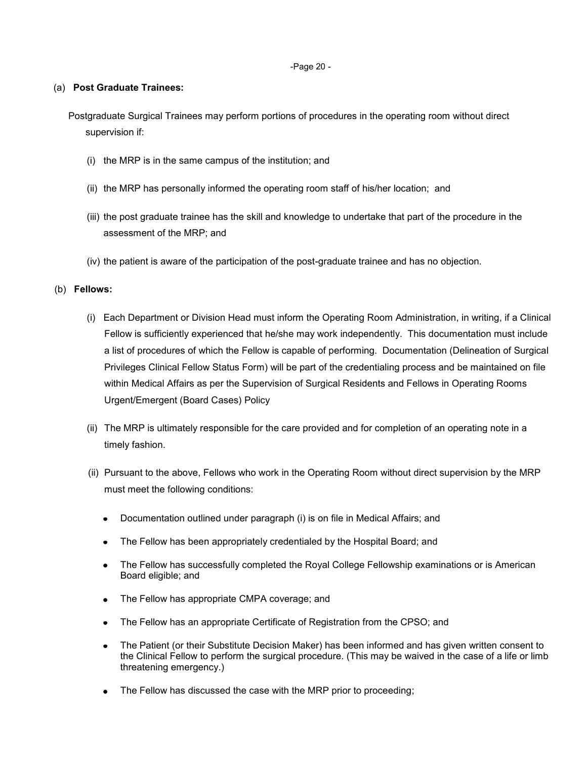(a) **Post Graduate Trainees:**

Postgraduate Surgical Trainees may perform portions of procedures in the operating room without direct supervision if:

(i) the MRP is in the same campus of the institution; and

(ii) the MRP has personally informed the operating room staff of his/her location; and

(iii) the post graduate trainee has the skill and knowledge to undertake that part of the procedure in the assessment of the MRP; and

(iv) the patient is aware of the participation of the post-graduate trainee and has no objection.

(b) **Fellows:**

(i) Each Department or Division Head must inform the Operating Room Administration, in writing, if a Clinical Fellow is sufficiently experienced that he/she may work independently. This documentation must include a list of procedures of which the Fellow is capable of performing. Documentation (Delineation of Surgical Privileges Clinical Fellow Status Form) will be part of the credentialing process and be maintained on file within Medical Affairs as per the Supervision of Surgical Residents and Fellows in Operating Rooms Urgent/Emergent (Board Cases) Policy

(ii) The MRP is ultimately responsible for the care provided and for completion of an operating note in a timely fashion.

(ii) Pursuant to the above, Fellows who work in the Operating Room without direct supervision by the MRP must meet the following conditions:

- Documentation outlined under paragraph (i) is on file in Medical Affairs; and
- The Fellow has been appropriately credentialed by the Hospital Board; and
- The Fellow has successfully completed the Royal College Fellowship examinations or is American Board eligible; and
- The Fellow has appropriate CMPA coverage; and
- The Fellow has an appropriate Certificate of Registration from the CPSO; and
- The Patient (or their Substitute Decision Maker) has been informed and has given written consent to the Clinical Fellow to perform the surgical procedure. (This may be waived in the case of a life or limb threatening emergency.)
- The Fellow has discussed the case with the MRP prior to proceeding;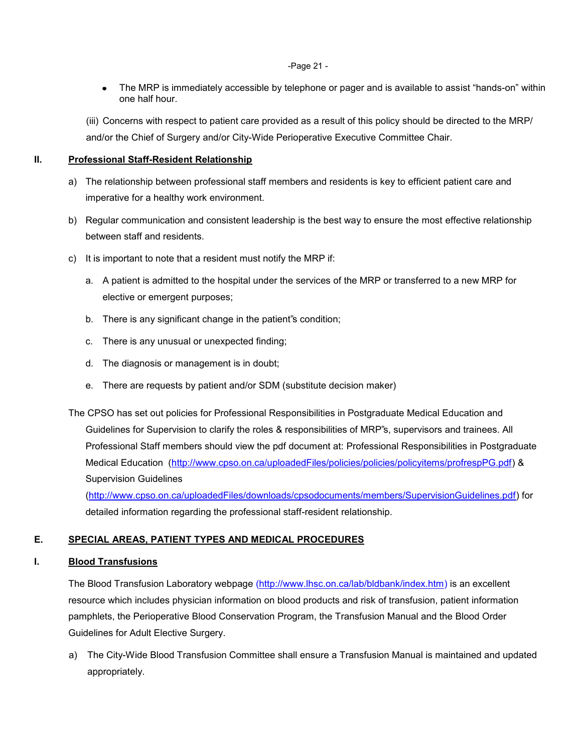- The MRP is immediately accessible by telephone or pager and is available to assist "hands-on" within one half hour.

(iii) Concerns with respect to patient care provided as a result of this policy should be directed to the MRP/ and/or the Chief of Surgery and/or City-Wide Perioperative Executive Committee Chair.

## II. Professional Staff-Resident Relationship

a) The relationship between professional staff members and residents is key to efficient patient care and imperative for a healthy work environment.

b) Regular communication and consistent leadership is the best way to ensure the most effective relationship between staff and residents.

c) It is important to note that a resident must notify the MRP if:

   a. A patient is admitted to the hospital under the services of the MRP or transferred to a new MRP for elective or emergent purposes;

   b. There is any significant change in the patient"s condition;

   c. There is any unusual or unexpected finding;

   d. The diagnosis or management is in doubt;

   e. There are requests by patient and/or SDM (substitute decision maker)

The CPSO has set out policies for Professional Responsibilities in Postgraduate Medical Education and Guidelines for Supervision to clarify the roles & responsibilities of MRP"s, supervisors and trainees. All Professional Staff members should view the pdf document at: Professional Responsibilities in Postgraduate Medical Education (http://www.cpso.on.ca/uploadedFiles/policies/policies/policyitems/profrespPG.pdf) & Supervision Guidelines (http://www.cpso.on.ca/uploadedFiles/downloads/cpsodocuments/members/SupervisionGuidelines.pdf) for detailed information regarding the professional staff-resident relationship.

# E. SPECIAL AREAS, PATIENT TYPES AND MEDICAL PROCEDURES

## I. Blood Transfusions

The Blood Transfusion Laboratory webpage (http://www.lhsc.on.ca/lab/bldbank/index.htm) is an excellent resource which includes physician information on blood products and risk of transfusion, patient information pamphlets, the Perioperative Blood Conservation Program, the Transfusion Manual and the Blood Order Guidelines for Adult Elective Surgery.

a) The City-Wide Blood Transfusion Committee shall ensure a Transfusion Manual is maintained and updated appropriately.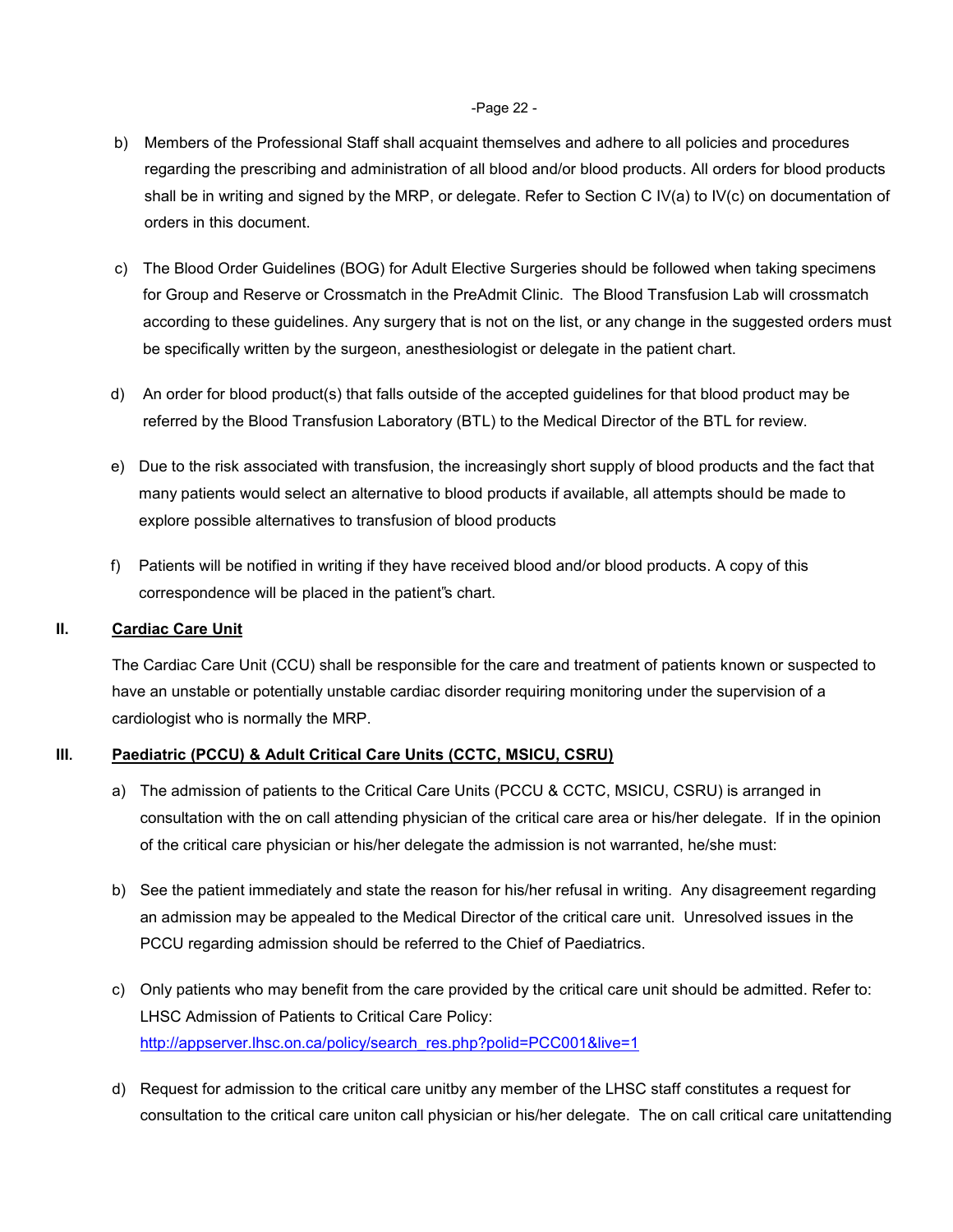b) Members of the Professional Staff shall acquaint themselves and adhere to all policies and procedures regarding the prescribing and administration of all blood and/or blood products. All orders for blood products shall be in writing and signed by the MRP, or delegate. Refer to Section C IV(a) to IV(c) on documentation of orders in this document.

c) The Blood Order Guidelines (BOG) for Adult Elective Surgeries should be followed when taking specimens for Group and Reserve or Crossmatch in the PreAdmit Clinic. The Blood Transfusion Lab will crossmatch according to these guidelines. Any surgery that is not on the list, or any change in the suggested orders must be specifically written by the surgeon, anesthesiologist or delegate in the patient chart.

d) An order for blood product(s) that falls outside of the accepted guidelines for that blood product may be referred by the Blood Transfusion Laboratory (BTL) to the Medical Director of the BTL for review.

e) Due to the risk associated with transfusion, the increasingly short supply of blood products and the fact that many patients would select an alternative to blood products if available, all attempts should be made to explore possible alternatives to transfusion of blood products

f) Patients will be notified in writing if they have received blood and/or blood products. A copy of this correspondence will be placed in the patient"s chart.

## II. Cardiac Care Unit

The Cardiac Care Unit (CCU) shall be responsible for the care and treatment of patients known or suspected to have an unstable or potentially unstable cardiac disorder requiring monitoring under the supervision of a cardiologist who is normally the MRP.

## III. Paediatric (PCCU) & Adult Critical Care Units (CCTC, MSICU, CSRU)

a) The admission of patients to the Critical Care Units (PCCU & CCTC, MSICU, CSRU) is arranged in consultation with the on call attending physician of the critical care area or his/her delegate. If in the opinion of the critical care physician or his/her delegate the admission is not warranted, he/she must:

b) See the patient immediately and state the reason for his/her refusal in writing. Any disagreement regarding an admission may be appealed to the Medical Director of the critical care unit. Unresolved issues in the PCCU regarding admission should be referred to the Chief of Paediatrics.

c) Only patients who may benefit from the care provided by the critical care unit should be admitted. Refer to: LHSC Admission of Patients to Critical Care Policy: [http://appserver.lhsc.on.ca/policy/search_res.php?polid=PCC001&live=1](http://appserver.lhsc.on.ca/policy/search_res.php?polid=PCC001&live=1)

d) Request for admission to the critical care unitby any member of the LHSC staff constitutes a request for consultation to the critical care uniton call physician or his/her delegate. The on call critical care unitattending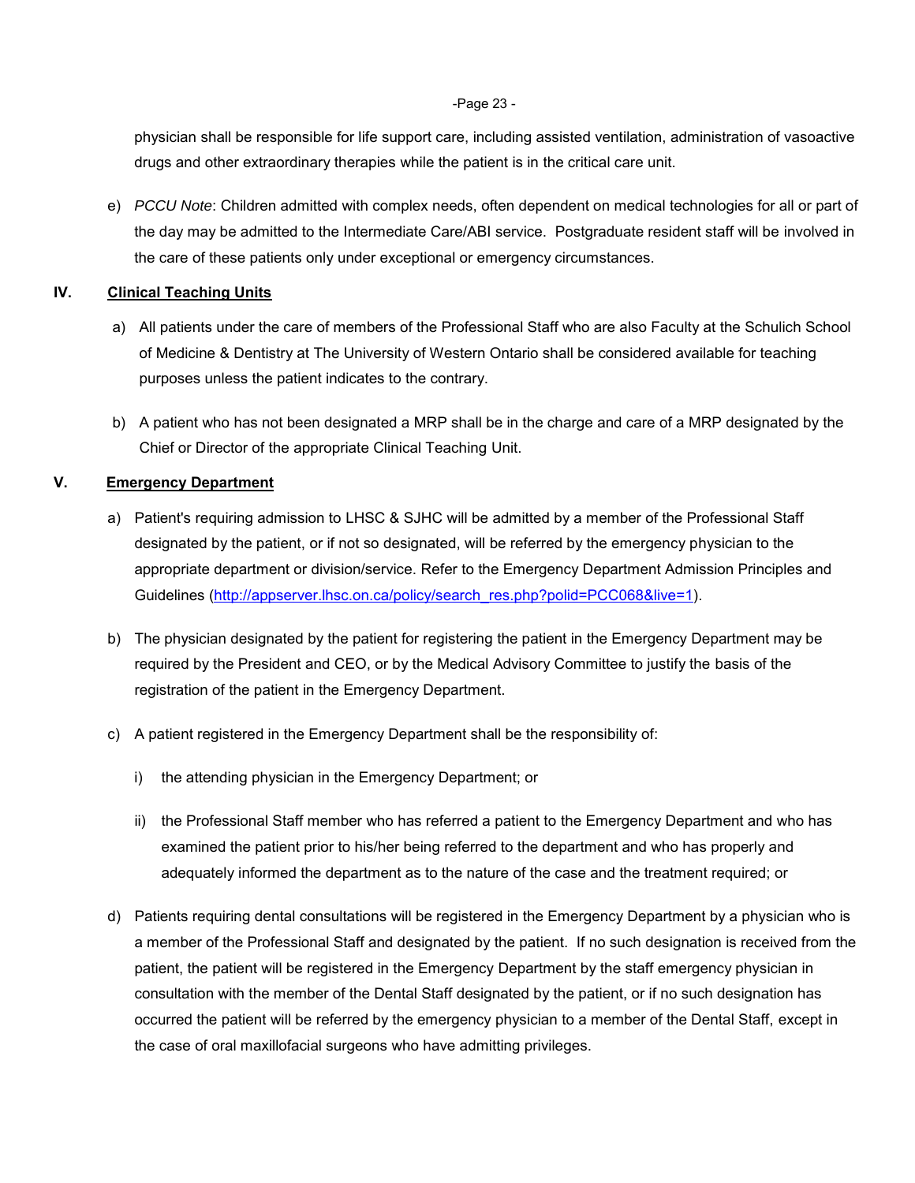physician shall be responsible for life support care, including assisted ventilation, administration of vasoactive drugs and other extraordinary therapies while the patient is in the critical care unit.

e) *PCCU Note*: Children admitted with complex needs, often dependent on medical technologies for all or part of the day may be admitted to the Intermediate Care/ABI service. Postgraduate resident staff will be involved in the care of these patients only under exceptional or emergency circumstances.

## IV. Clinical Teaching Units

a) All patients under the care of members of the Professional Staff who are also Faculty at the Schulich School of Medicine & Dentistry at The University of Western Ontario shall be considered available for teaching purposes unless the patient indicates to the contrary.

b) A patient who has not been designated a MRP shall be in the charge and care of a MRP designated by the Chief or Director of the appropriate Clinical Teaching Unit.

## V. Emergency Department

a) Patient's requiring admission to LHSC & SJHC will be admitted by a member of the Professional Staff designated by the patient, or if not so designated, will be referred by the emergency physician to the appropriate department or division/service. Refer to the Emergency Department Admission Principles and Guidelines (http://appserver.lhsc.on.ca/policy/search_res.php?polid=PCC068&live=1).

b) The physician designated by the patient for registering the patient in the Emergency Department may be required by the President and CEO, or by the Medical Advisory Committee to justify the basis of the registration of the patient in the Emergency Department.

c) A patient registered in the Emergency Department shall be the responsibility of:

   i) the attending physician in the Emergency Department; or

   ii) the Professional Staff member who has referred a patient to the Emergency Department and who has examined the patient prior to his/her being referred to the department and who has properly and adequately informed the department as to the nature of the case and the treatment required; or

d) Patients requiring dental consultations will be registered in the Emergency Department by a physician who is a member of the Professional Staff and designated by the patient. If no such designation is received from the patient, the patient will be registered in the Emergency Department by the staff emergency physician in consultation with the member of the Dental Staff designated by the patient, or if no such designation has occurred the patient will be referred by the emergency physician to a member of the Dental Staff, except in the case of oral maxillofacial surgeons who have admitting privileges.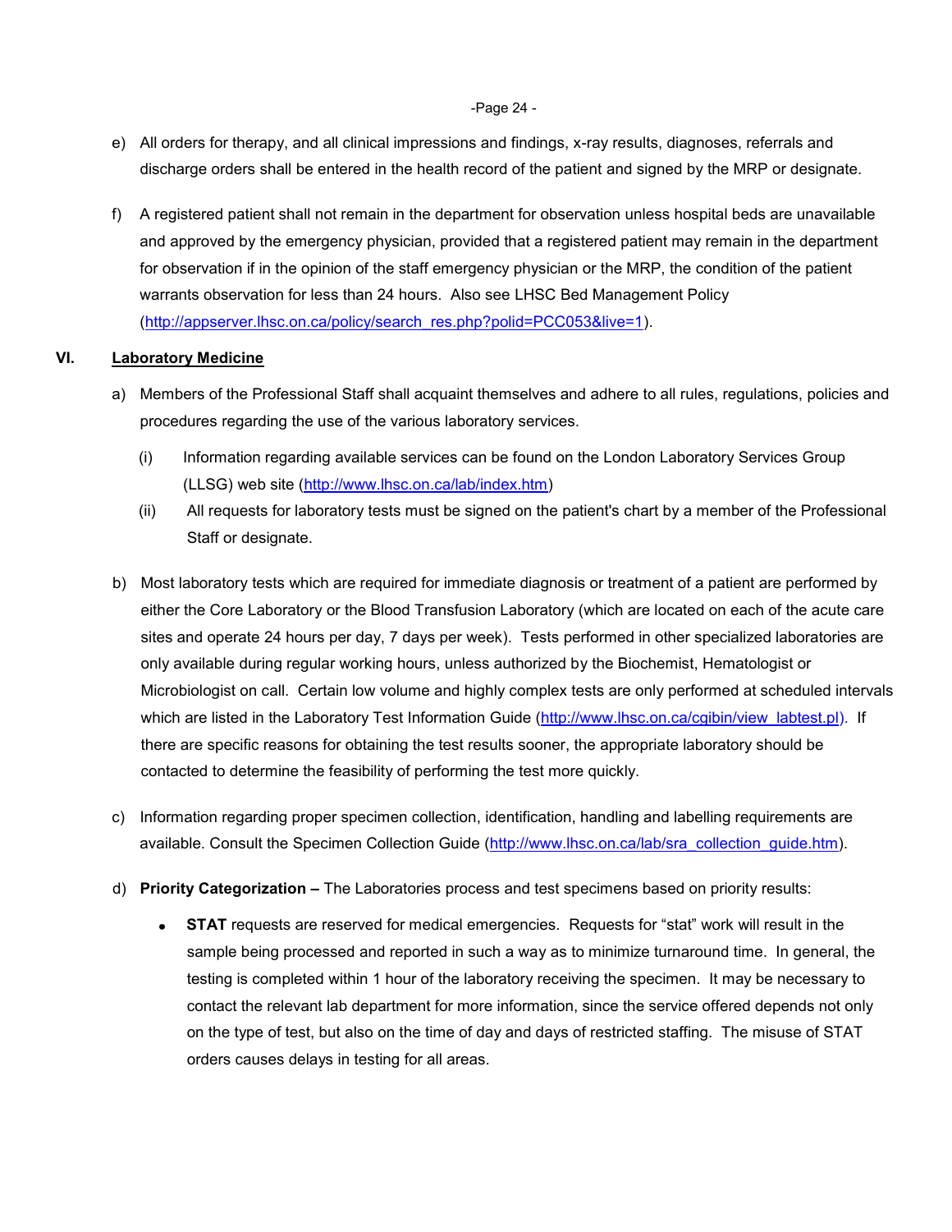e) All orders for therapy, and all clinical impressions and findings, x-ray results, diagnoses, referrals and discharge orders shall be entered in the health record of the patient and signed by the MRP or designate.

f) A registered patient shall not remain in the department for observation unless hospital beds are unavailable and approved by the emergency physician, provided that a registered patient may remain in the department for observation if in the opinion of the staff emergency physician or the MRP, the condition of the patient warrants observation for less than 24 hours. Also see LHSC Bed Management Policy (http://appserver.lhsc.on.ca/policy/search_res.php?polid=PCC053&live=1).

## VI. Laboratory Medicine

a) Members of the Professional Staff shall acquaint themselves and adhere to all rules, regulations, policies and procedures regarding the use of the various laboratory services.

   (i) Information regarding available services can be found on the London Laboratory Services Group (LLSG) web site (http://www.lhsc.on.ca/lab/index.htm)

   (ii) All requests for laboratory tests must be signed on the patient's chart by a member of the Professional Staff or designate.

b) Most laboratory tests which are required for immediate diagnosis or treatment of a patient are performed by either the Core Laboratory or the Blood Transfusion Laboratory (which are located on each of the acute care sites and operate 24 hours per day, 7 days per week). Tests performed in other specialized laboratories are only available during regular working hours, unless authorized by the Biochemist, Hematologist or Microbiologist on call. Certain low volume and highly complex tests are only performed at scheduled intervals which are listed in the Laboratory Test Information Guide (http://www.lhsc.on.ca/cgibin/view_labtest.pl). If there are specific reasons for obtaining the test results sooner, the appropriate laboratory should be contacted to determine the feasibility of performing the test more quickly.

c) Information regarding proper specimen collection, identification, handling and labelling requirements are available. Consult the Specimen Collection Guide (http://www.lhsc.on.ca/lab/sra_collection_guide.htm).

d) **Priority Categorization –** The Laboratories process and test specimens based on priority results:

- **STAT** requests are reserved for medical emergencies. Requests for "stat" work will result in the sample being processed and reported in such a way as to minimize turnaround time. In general, the testing is completed within 1 hour of the laboratory receiving the specimen. It may be necessary to contact the relevant lab department for more information, since the service offered depends not only on the type of test, but also on the time of day and days of restricted staffing. The misuse of STAT orders causes delays in testing for all areas.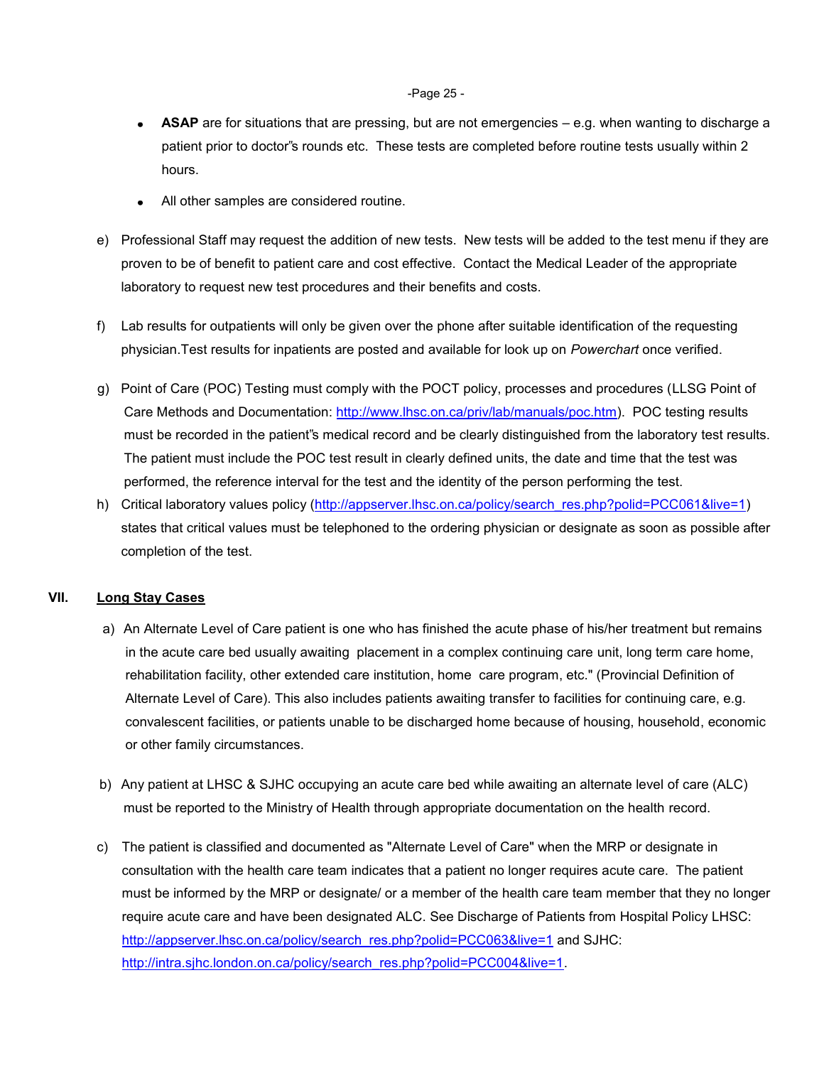- **ASAP** are for situations that are pressing, but are not emergencies – e.g. when wanting to discharge a patient prior to doctor"s rounds etc. These tests are completed before routine tests usually within 2 hours.
- All other samples are considered routine.

e) Professional Staff may request the addition of new tests. New tests will be added to the test menu if they are proven to be of benefit to patient care and cost effective. Contact the Medical Leader of the appropriate laboratory to request new test procedures and their benefits and costs.

f) Lab results for outpatients will only be given over the phone after suitable identification of the requesting physician.Test results for inpatients are posted and available for look up on *Powerchart* once verified.

g) Point of Care (POC) Testing must comply with the POCT policy, processes and procedures (LLSG Point of Care Methods and Documentation: [http://www.lhsc.on.ca/priv/lab/manuals/poc.htm](http://www.lhsc.on.ca/priv/lab/manuals/poc.htm)). POC testing results must be recorded in the patient"s medical record and be clearly distinguished from the laboratory test results. The patient must include the POC test result in clearly defined units, the date and time that the test was performed, the reference interval for the test and the identity of the person performing the test.

h) Critical laboratory values policy ([http://appserver.lhsc.on.ca/policy/search_res.php?polid=PCC061&live=1](http://appserver.lhsc.on.ca/policy/search_res.php?polid=PCC061&live=1)) states that critical values must be telephoned to the ordering physician or designate as soon as possible after completion of the test.

## VII. Long Stay Cases

a) An Alternate Level of Care patient is one who has finished the acute phase of his/her treatment but remains in the acute care bed usually awaiting placement in a complex continuing care unit, long term care home, rehabilitation facility, other extended care institution, home care program, etc." (Provincial Definition of Alternate Level of Care). This also includes patients awaiting transfer to facilities for continuing care, e.g. convalescent facilities, or patients unable to be discharged home because of housing, household, economic or other family circumstances.

b) Any patient at LHSC & SJHC occupying an acute care bed while awaiting an alternate level of care (ALC) must be reported to the Ministry of Health through appropriate documentation on the health record.

c) The patient is classified and documented as "Alternate Level of Care" when the MRP or designate in consultation with the health care team indicates that a patient no longer requires acute care. The patient must be informed by the MRP or designate/ or a member of the health care team member that they no longer require acute care and have been designated ALC. See Discharge of Patients from Hospital Policy LHSC: [http://appserver.lhsc.on.ca/policy/search_res.php?polid=PCC063&live=1](http://appserver.lhsc.on.ca/policy/search_res.php?polid=PCC063&live=1) and SJHC: [http://intra.sjhc.london.on.ca/policy/search_res.php?polid=PCC004&live=1](http://intra.sjhc.london.on.ca/policy/search_res.php?polid=PCC004&live=1).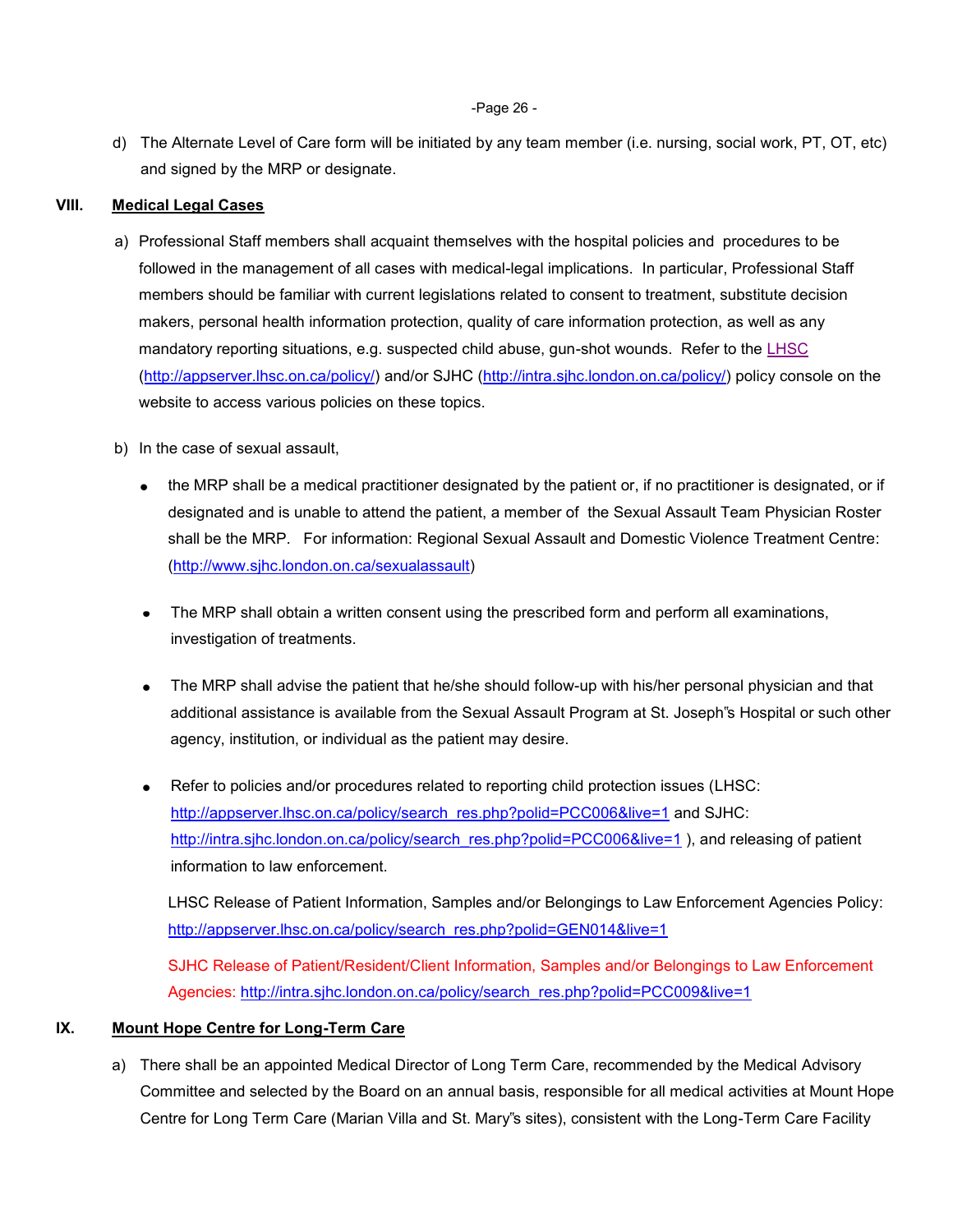d) The Alternate Level of Care form will be initiated by any team member (i.e. nursing, social work, PT, OT, etc) and signed by the MRP or designate.

## VIII. Medical Legal Cases

a) Professional Staff members shall acquaint themselves with the hospital policies and procedures to be followed in the management of all cases with medical-legal implications. In particular, Professional Staff members should be familiar with current legislations related to consent to treatment, substitute decision makers, personal health information protection, quality of care information protection, as well as any mandatory reporting situations, e.g. suspected child abuse, gun-shot wounds. Refer to the LHSC (http://appserver.lhsc.on.ca/policy/) and/or SJHC (http://intra.sjhc.london.on.ca/policy/) policy console on the website to access various policies on these topics.

b) In the case of sexual assault,

- the MRP shall be a medical practitioner designated by the patient or, if no practitioner is designated, or if designated and is unable to attend the patient, a member of the Sexual Assault Team Physician Roster shall be the MRP. For information: Regional Sexual Assault and Domestic Violence Treatment Centre: (http://www.sjhc.london.on.ca/sexualassault)

- The MRP shall obtain a written consent using the prescribed form and perform all examinations, investigation of treatments.

- The MRP shall advise the patient that he/she should follow-up with his/her personal physician and that additional assistance is available from the Sexual Assault Program at St. Joseph"s Hospital or such other agency, institution, or individual as the patient may desire.

- Refer to policies and/or procedures related to reporting child protection issues (LHSC: http://appserver.lhsc.on.ca/policy/search_res.php?polid=PCC006&live=1 and SJHC: http://intra.sjhc.london.on.ca/policy/search_res.php?polid=PCC006&live=1 ), and releasing of patient information to law enforcement.

  LHSC Release of Patient Information, Samples and/or Belongings to Law Enforcement Agencies Policy: http://appserver.lhsc.on.ca/policy/search_res.php?polid=GEN014&live=1

  SJHC Release of Patient/Resident/Client Information, Samples and/or Belongings to Law Enforcement Agencies: http://intra.sjhc.london.on.ca/policy/search_res.php?polid=PCC009&live=1

## IX. Mount Hope Centre for Long-Term Care

a) There shall be an appointed Medical Director of Long Term Care, recommended by the Medical Advisory Committee and selected by the Board on an annual basis, responsible for all medical activities at Mount Hope Centre for Long Term Care (Marian Villa and St. Mary"s sites), consistent with the Long-Term Care Facility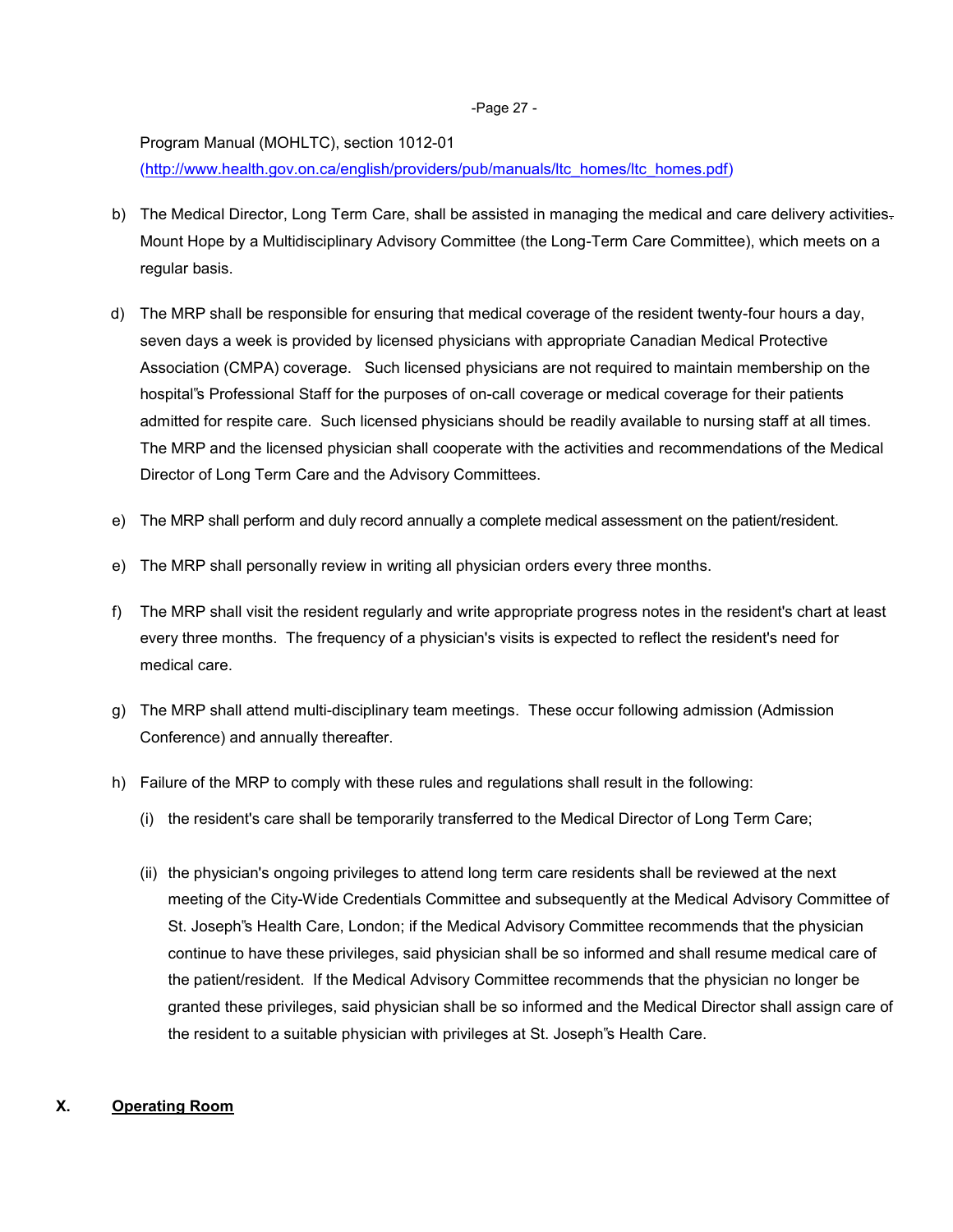Program Manual (MOHLTC), section 1012-01
(http://www.health.gov.on.ca/english/providers/pub/manuals/ltc_homes/ltc_homes.pdf)

b) The Medical Director, Long Term Care, shall be assisted in managing the medical and care delivery activities. Mount Hope by a Multidisciplinary Advisory Committee (the Long-Term Care Committee), which meets on a regular basis.

d) The MRP shall be responsible for ensuring that medical coverage of the resident twenty-four hours a day, seven days a week is provided by licensed physicians with appropriate Canadian Medical Protective Association (CMPA) coverage. Such licensed physicians are not required to maintain membership on the hospital"s Professional Staff for the purposes of on-call coverage or medical coverage for their patients admitted for respite care. Such licensed physicians should be readily available to nursing staff at all times. The MRP and the licensed physician shall cooperate with the activities and recommendations of the Medical Director of Long Term Care and the Advisory Committees.

e) The MRP shall perform and duly record annually a complete medical assessment on the patient/resident.

e) The MRP shall personally review in writing all physician orders every three months.

f) The MRP shall visit the resident regularly and write appropriate progress notes in the resident's chart at least every three months. The frequency of a physician's visits is expected to reflect the resident's need for medical care.

g) The MRP shall attend multi-disciplinary team meetings. These occur following admission (Admission Conference) and annually thereafter.

h) Failure of the MRP to comply with these rules and regulations shall result in the following:

   (i) the resident's care shall be temporarily transferred to the Medical Director of Long Term Care;

   (ii) the physician's ongoing privileges to attend long term care residents shall be reviewed at the next meeting of the City-Wide Credentials Committee and subsequently at the Medical Advisory Committee of St. Joseph"s Health Care, London; if the Medical Advisory Committee recommends that the physician continue to have these privileges, said physician shall be so informed and shall resume medical care of the patient/resident. If the Medical Advisory Committee recommends that the physician no longer be granted these privileges, said physician shall be so informed and the Medical Director shall assign care of the resident to a suitable physician with privileges at St. Joseph"s Health Care.

## X. **Operating Room**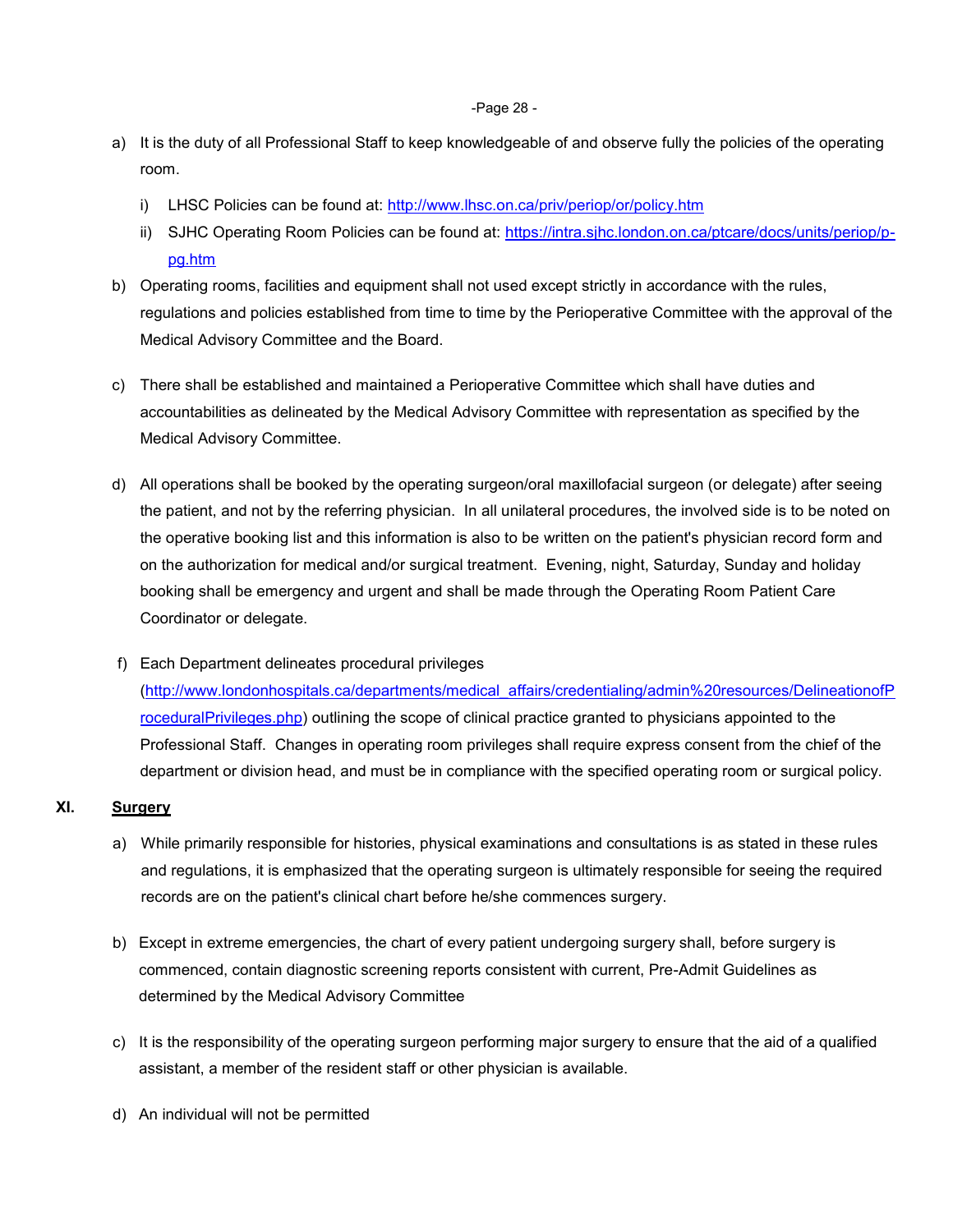a) It is the duty of all Professional Staff to keep knowledgeable of and observe fully the policies of the operating room.

   i) LHSC Policies can be found at: http://www.lhsc.on.ca/priv/periop/or/policy.htm

   ii) SJHC Operating Room Policies can be found at: https://intra.sjhc.london.on.ca/ptcare/docs/units/periop/p-pg.htm

b) Operating rooms, facilities and equipment shall not used except strictly in accordance with the rules, regulations and policies established from time to time by the Perioperative Committee with the approval of the Medical Advisory Committee and the Board.

c) There shall be established and maintained a Perioperative Committee which shall have duties and accountabilities as delineated by the Medical Advisory Committee with representation as specified by the Medical Advisory Committee.

d) All operations shall be booked by the operating surgeon/oral maxillofacial surgeon (or delegate) after seeing the patient, and not by the referring physician. In all unilateral procedures, the involved side is to be noted on the operative booking list and this information is also to be written on the patient's physician record form and on the authorization for medical and/or surgical treatment. Evening, night, Saturday, Sunday and holiday booking shall be emergency and urgent and shall be made through the Operating Room Patient Care Coordinator or delegate.

f) Each Department delineates procedural privileges (http://www.londonhospitals.ca/departments/medical_affairs/credentialing/admin%20resources/DelineationofProceduralPrivileges.php) outlining the scope of clinical practice granted to physicians appointed to the Professional Staff. Changes in operating room privileges shall require express consent from the chief of the department or division head, and must be in compliance with the specified operating room or surgical policy.

## XI. Surgery

a) While primarily responsible for histories, physical examinations and consultations is as stated in these rules and regulations, it is emphasized that the operating surgeon is ultimately responsible for seeing the required records are on the patient's clinical chart before he/she commences surgery.

b) Except in extreme emergencies, the chart of every patient undergoing surgery shall, before surgery is commenced, contain diagnostic screening reports consistent with current, Pre-Admit Guidelines as determined by the Medical Advisory Committee

c) It is the responsibility of the operating surgeon performing major surgery to ensure that the aid of a qualified assistant, a member of the resident staff or other physician is available.

d) An individual will not be permitted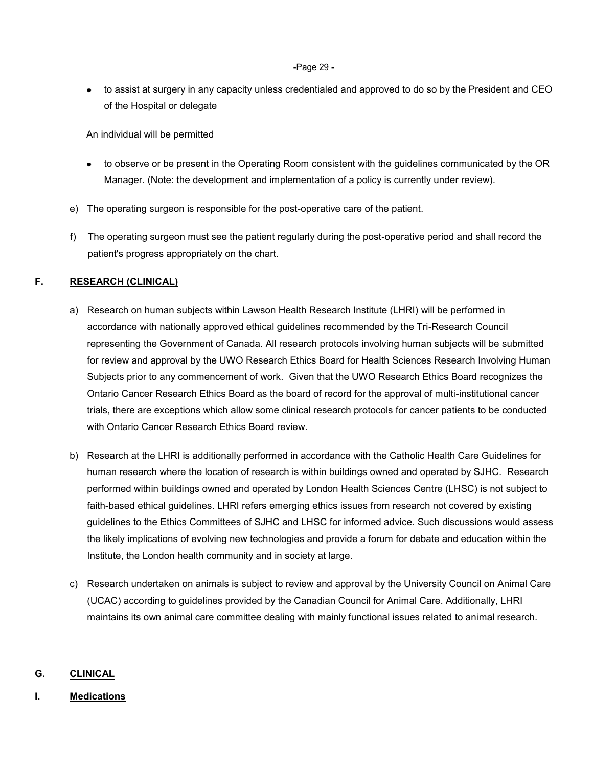- to assist at surgery in any capacity unless credentialed and approved to do so by the President and CEO of the Hospital or delegate

An individual will be permitted

- to observe or be present in the Operating Room consistent with the guidelines communicated by the OR Manager. (Note: the development and implementation of a policy is currently under review).

e) The operating surgeon is responsible for the post-operative care of the patient.

f) The operating surgeon must see the patient regularly during the post-operative period and shall record the patient's progress appropriately on the chart.

## F. RESEARCH (CLINICAL)

a) Research on human subjects within Lawson Health Research Institute (LHRI) will be performed in accordance with nationally approved ethical guidelines recommended by the Tri-Research Council representing the Government of Canada. All research protocols involving human subjects will be submitted for review and approval by the UWO Research Ethics Board for Health Sciences Research Involving Human Subjects prior to any commencement of work. Given that the UWO Research Ethics Board recognizes the Ontario Cancer Research Ethics Board as the board of record for the approval of multi-institutional cancer trials, there are exceptions which allow some clinical research protocols for cancer patients to be conducted with Ontario Cancer Research Ethics Board review.

b) Research at the LHRI is additionally performed in accordance with the Catholic Health Care Guidelines for human research where the location of research is within buildings owned and operated by SJHC. Research performed within buildings owned and operated by London Health Sciences Centre (LHSC) is not subject to faith-based ethical guidelines. LHRI refers emerging ethics issues from research not covered by existing guidelines to the Ethics Committees of SJHC and LHSC for informed advice. Such discussions would assess the likely implications of evolving new technologies and provide a forum for debate and education within the Institute, the London health community and in society at large.

c) Research undertaken on animals is subject to review and approval by the University Council on Animal Care (UCAC) according to guidelines provided by the Canadian Council for Animal Care. Additionally, LHRI maintains its own animal care committee dealing with mainly functional issues related to animal research.

## G. CLINICAL

### I. Medications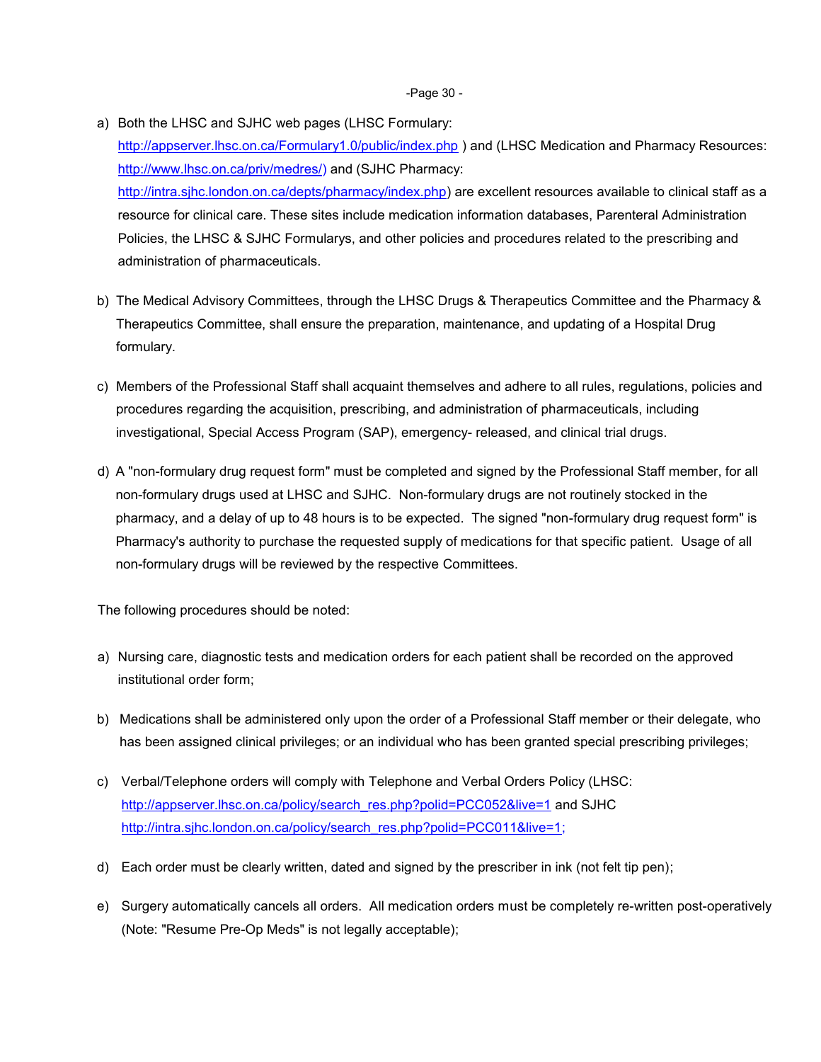a) Both the LHSC and SJHC web pages (LHSC Formulary: http://appserver.lhsc.on.ca/Formulary1.0/public/index.php ) and (LHSC Medication and Pharmacy Resources: http://www.lhsc.on.ca/priv/medres/) and (SJHC Pharmacy: http://intra.sjhc.london.on.ca/depts/pharmacy/index.php) are excellent resources available to clinical staff as a resource for clinical care. These sites include medication information databases, Parenteral Administration Policies, the LHSC & SJHC Formularys, and other policies and procedures related to the prescribing and administration of pharmaceuticals.

b) The Medical Advisory Committees, through the LHSC Drugs & Therapeutics Committee and the Pharmacy & Therapeutics Committee, shall ensure the preparation, maintenance, and updating of a Hospital Drug formulary.

c) Members of the Professional Staff shall acquaint themselves and adhere to all rules, regulations, policies and procedures regarding the acquisition, prescribing, and administration of pharmaceuticals, including investigational, Special Access Program (SAP), emergency- released, and clinical trial drugs.

d) A "non-formulary drug request form" must be completed and signed by the Professional Staff member, for all non-formulary drugs used at LHSC and SJHC. Non-formulary drugs are not routinely stocked in the pharmacy, and a delay of up to 48 hours is to be expected. The signed "non-formulary drug request form" is Pharmacy's authority to purchase the requested supply of medications for that specific patient. Usage of all non-formulary drugs will be reviewed by the respective Committees.

The following procedures should be noted:

a) Nursing care, diagnostic tests and medication orders for each patient shall be recorded on the approved institutional order form;

b) Medications shall be administered only upon the order of a Professional Staff member or their delegate, who has been assigned clinical privileges; or an individual who has been granted special prescribing privileges;

c) Verbal/Telephone orders will comply with Telephone and Verbal Orders Policy (LHSC: http://appserver.lhsc.on.ca/policy/search_res.php?polid=PCC052&live=1 and SJHC http://intra.sjhc.london.on.ca/policy/search_res.php?polid=PCC011&live=1;

d) Each order must be clearly written, dated and signed by the prescriber in ink (not felt tip pen);

e) Surgery automatically cancels all orders. All medication orders must be completely re-written post-operatively (Note: "Resume Pre-Op Meds" is not legally acceptable);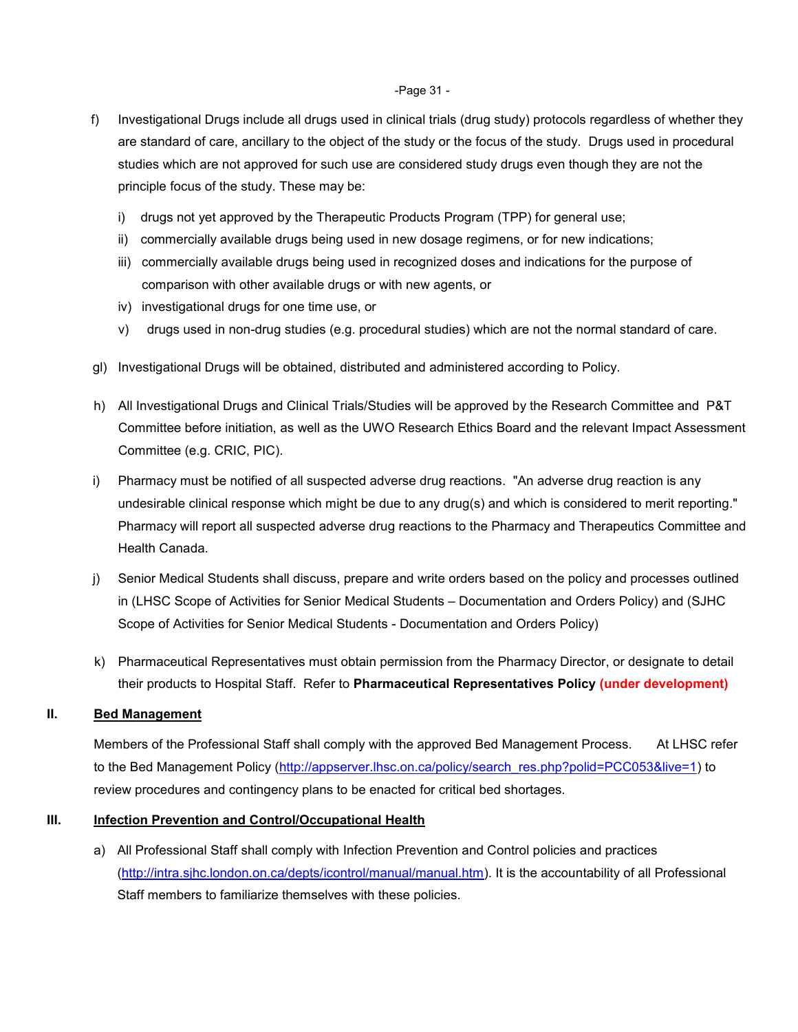f) Investigational Drugs include all drugs used in clinical trials (drug study) protocols regardless of whether they are standard of care, ancillary to the object of the study or the focus of the study. Drugs used in procedural studies which are not approved for such use are considered study drugs even though they are not the principle focus of the study. These may be:

   i) drugs not yet approved by the Therapeutic Products Program (TPP) for general use;
   ii) commercially available drugs being used in new dosage regimens, or for new indications;
   iii) commercially available drugs being used in recognized doses and indications for the purpose of comparison with other available drugs or with new agents, or
   iv) investigational drugs for one time use, or
   v) drugs used in non-drug studies (e.g. procedural studies) which are not the normal standard of care.

gl) Investigational Drugs will be obtained, distributed and administered according to Policy.

h) All Investigational Drugs and Clinical Trials/Studies will be approved by the Research Committee and P&T Committee before initiation, as well as the UWO Research Ethics Board and the relevant Impact Assessment Committee (e.g. CRIC, PIC).

i) Pharmacy must be notified of all suspected adverse drug reactions. "An adverse drug reaction is any undesirable clinical response which might be due to any drug(s) and which is considered to merit reporting." Pharmacy will report all suspected adverse drug reactions to the Pharmacy and Therapeutics Committee and Health Canada.

j) Senior Medical Students shall discuss, prepare and write orders based on the policy and processes outlined in (LHSC Scope of Activities for Senior Medical Students – Documentation and Orders Policy) and (SJHC Scope of Activities for Senior Medical Students - Documentation and Orders Policy)

k) Pharmaceutical Representatives must obtain permission from the Pharmacy Director, or designate to detail their products to Hospital Staff. Refer to **Pharmaceutical Representatives Policy** **(under development)**

## II. Bed Management

Members of the Professional Staff shall comply with the approved Bed Management Process. At LHSC refer to the Bed Management Policy (http://appserver.lhsc.on.ca/policy/search_res.php?polid=PCC053&live=1) to review procedures and contingency plans to be enacted for critical bed shortages.

## III. Infection Prevention and Control/Occupational Health

a) All Professional Staff shall comply with Infection Prevention and Control policies and practices (http://intra.sjhc.london.on.ca/depts/icontrol/manual/manual.htm). It is the accountability of all Professional Staff members to familiarize themselves with these policies.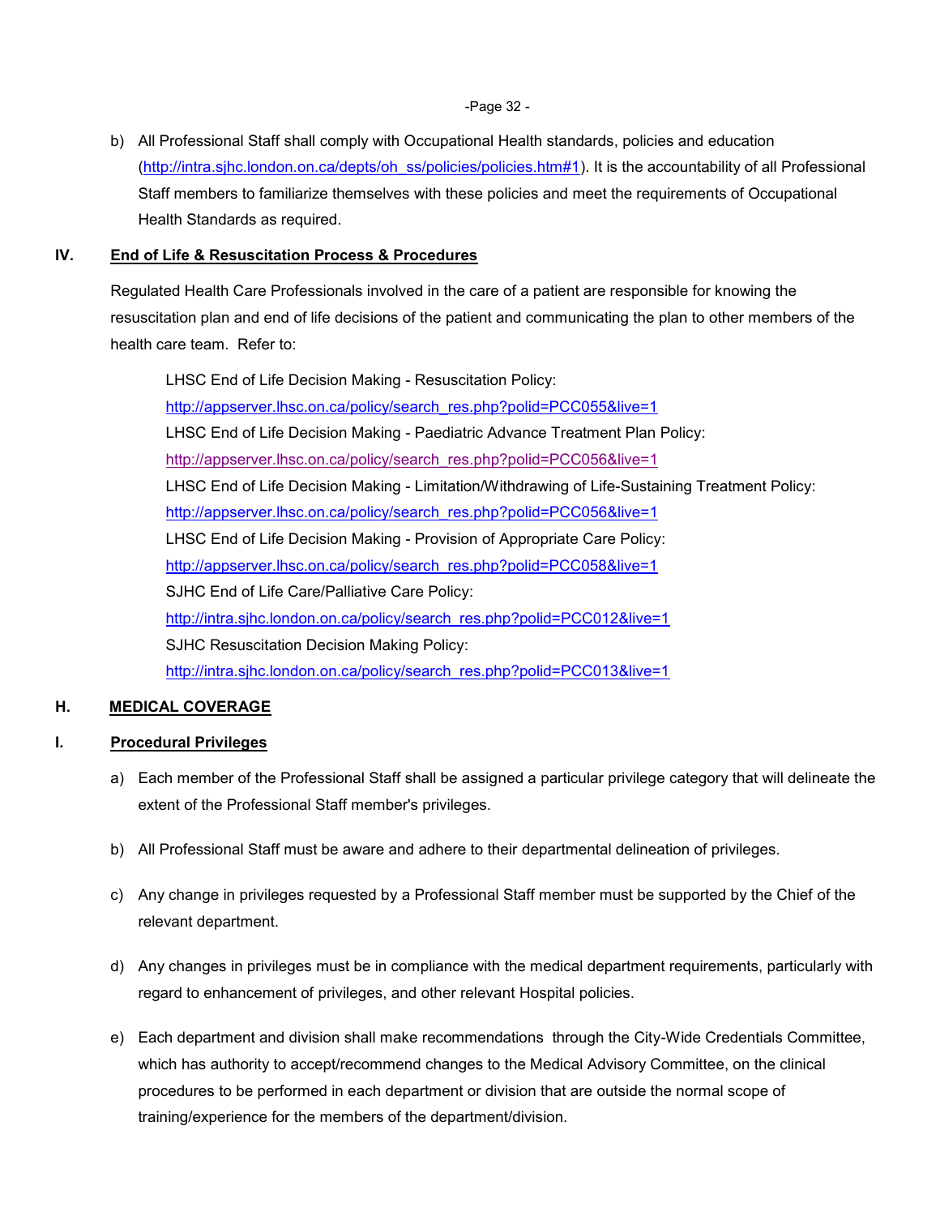b) All Professional Staff shall comply with Occupational Health standards, policies and education (http://intra.sjhc.london.on.ca/depts/oh_ss/policies/policies.htm#1). It is the accountability of all Professional Staff members to familiarize themselves with these policies and meet the requirements of Occupational Health Standards as required.

### IV. End of Life & Resuscitation Process & Procedures

Regulated Health Care Professionals involved in the care of a patient are responsible for knowing the resuscitation plan and end of life decisions of the patient and communicating the plan to other members of the health care team. Refer to:

LHSC End of Life Decision Making - Resuscitation Policy:
http://appserver.lhsc.on.ca/policy/search_res.php?polid=PCC055&live=1
LHSC End of Life Decision Making - Paediatric Advance Treatment Plan Policy:
http://appserver.lhsc.on.ca/policy/search_res.php?polid=PCC056&live=1
LHSC End of Life Decision Making - Limitation/Withdrawing of Life-Sustaining Treatment Policy:
http://appserver.lhsc.on.ca/policy/search_res.php?polid=PCC056&live=1
LHSC End of Life Decision Making - Provision of Appropriate Care Policy:
http://appserver.lhsc.on.ca/policy/search_res.php?polid=PCC058&live=1
SJHC End of Life Care/Palliative Care Policy:
http://intra.sjhc.london.on.ca/policy/search_res.php?polid=PCC012&live=1
SJHC Resuscitation Decision Making Policy:
http://intra.sjhc.london.on.ca/policy/search_res.php?polid=PCC013&live=1

## H. MEDICAL COVERAGE

### I. Procedural Privileges

a) Each member of the Professional Staff shall be assigned a particular privilege category that will delineate the extent of the Professional Staff member's privileges.

b) All Professional Staff must be aware and adhere to their departmental delineation of privileges.

c) Any change in privileges requested by a Professional Staff member must be supported by the Chief of the relevant department.

d) Any changes in privileges must be in compliance with the medical department requirements, particularly with regard to enhancement of privileges, and other relevant Hospital policies.

e) Each department and division shall make recommendations through the City-Wide Credentials Committee, which has authority to accept/recommend changes to the Medical Advisory Committee, on the clinical procedures to be performed in each department or division that are outside the normal scope of training/experience for the members of the department/division.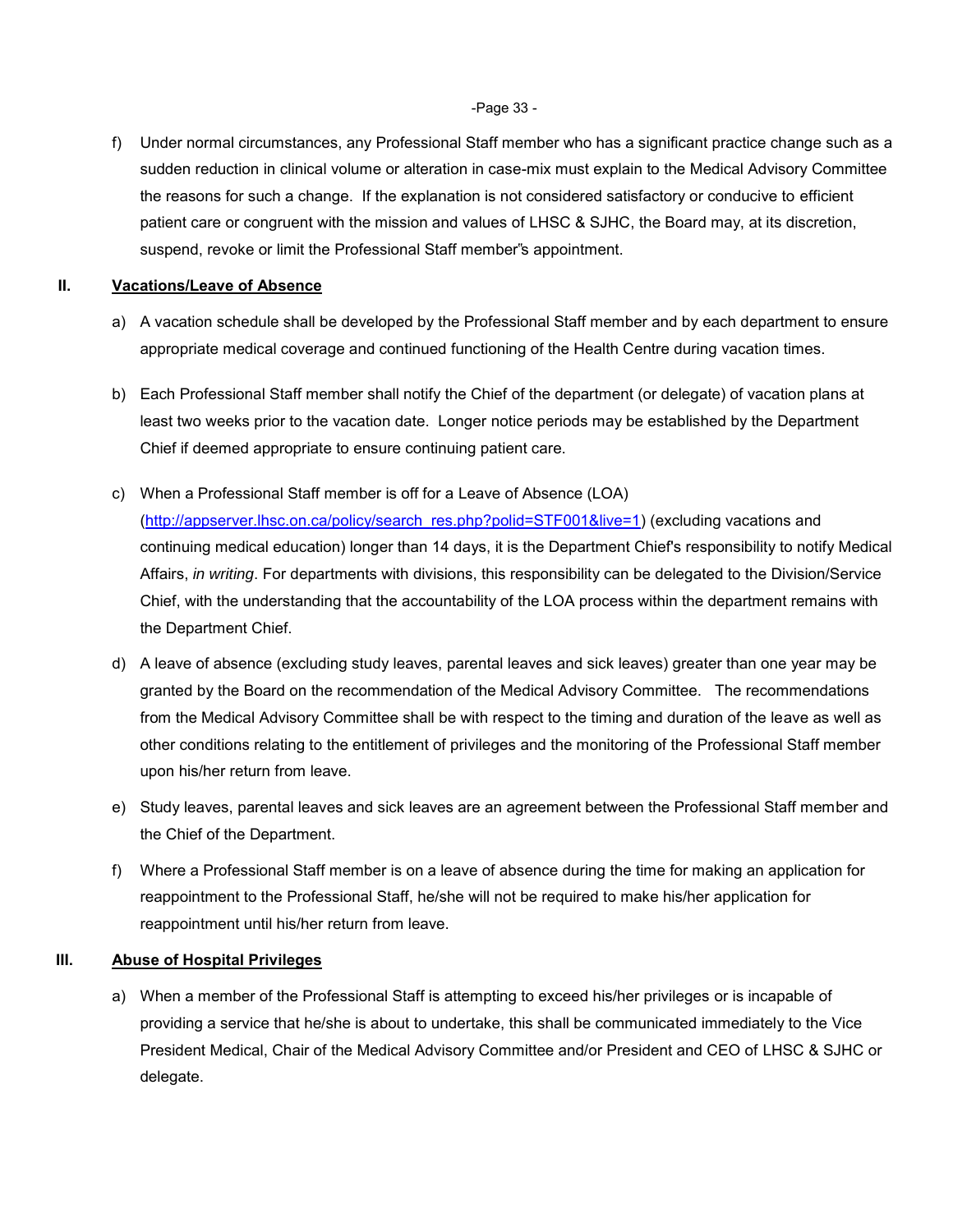f) Under normal circumstances, any Professional Staff member who has a significant practice change such as a sudden reduction in clinical volume or alteration in case-mix must explain to the Medical Advisory Committee the reasons for such a change. If the explanation is not considered satisfactory or conducive to efficient patient care or congruent with the mission and values of LHSC & SJHC, the Board may, at its discretion, suspend, revoke or limit the Professional Staff member"s appointment.

## II. Vacations/Leave of Absence

a) A vacation schedule shall be developed by the Professional Staff member and by each department to ensure appropriate medical coverage and continued functioning of the Health Centre during vacation times.

b) Each Professional Staff member shall notify the Chief of the department (or delegate) of vacation plans at least two weeks prior to the vacation date. Longer notice periods may be established by the Department Chief if deemed appropriate to ensure continuing patient care.

c) When a Professional Staff member is off for a Leave of Absence (LOA) (http://appserver.lhsc.on.ca/policy/search_res.php?polid=STF001&live=1) (excluding vacations and continuing medical education) longer than 14 days, it is the Department Chief's responsibility to notify Medical Affairs, *in writing*. For departments with divisions, this responsibility can be delegated to the Division/Service Chief, with the understanding that the accountability of the LOA process within the department remains with the Department Chief.

d) A leave of absence (excluding study leaves, parental leaves and sick leaves) greater than one year may be granted by the Board on the recommendation of the Medical Advisory Committee. The recommendations from the Medical Advisory Committee shall be with respect to the timing and duration of the leave as well as other conditions relating to the entitlement of privileges and the monitoring of the Professional Staff member upon his/her return from leave.

e) Study leaves, parental leaves and sick leaves are an agreement between the Professional Staff member and the Chief of the Department.

f) Where a Professional Staff member is on a leave of absence during the time for making an application for reappointment to the Professional Staff, he/she will not be required to make his/her application for reappointment until his/her return from leave.

## III. Abuse of Hospital Privileges

a) When a member of the Professional Staff is attempting to exceed his/her privileges or is incapable of providing a service that he/she is about to undertake, this shall be communicated immediately to the Vice President Medical, Chair of the Medical Advisory Committee and/or President and CEO of LHSC & SJHC or delegate.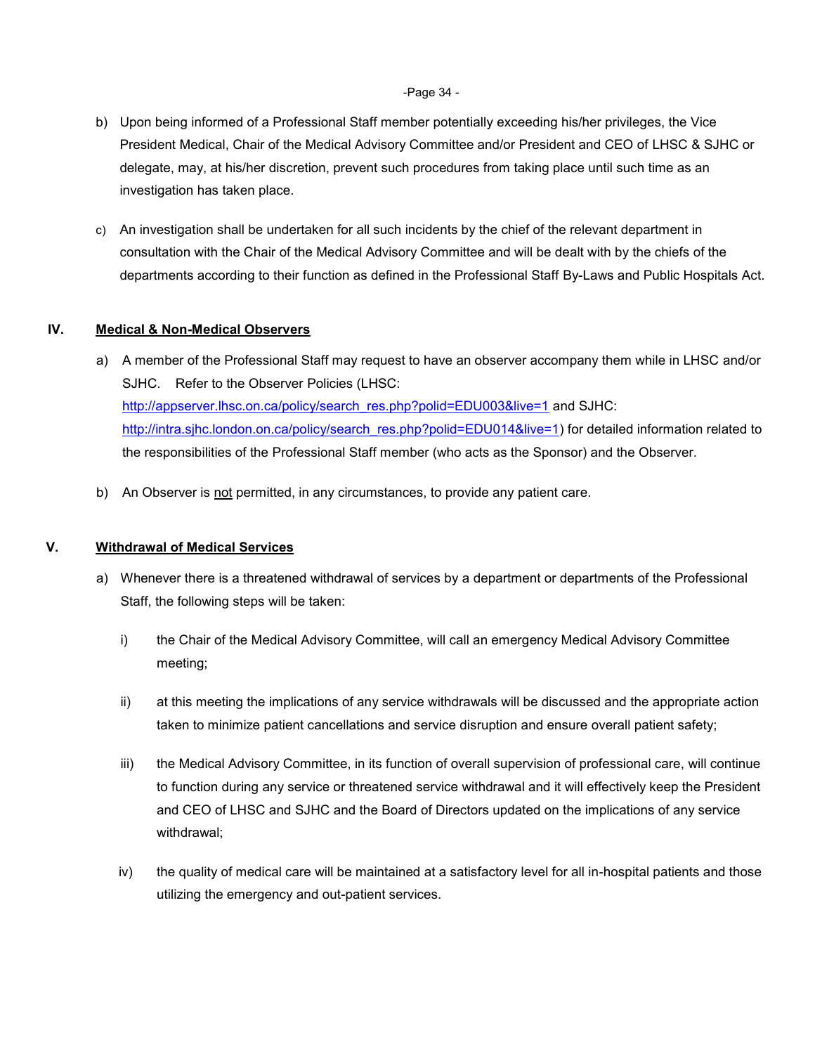b) Upon being informed of a Professional Staff member potentially exceeding his/her privileges, the Vice President Medical, Chair of the Medical Advisory Committee and/or President and CEO of LHSC & SJHC or delegate, may, at his/her discretion, prevent such procedures from taking place until such time as an investigation has taken place.

c) An investigation shall be undertaken for all such incidents by the chief of the relevant department in consultation with the Chair of the Medical Advisory Committee and will be dealt with by the chiefs of the departments according to their function as defined in the Professional Staff By-Laws and Public Hospitals Act.

## IV. Medical & Non-Medical Observers

a) A member of the Professional Staff may request to have an observer accompany them while in LHSC and/or SJHC. Refer to the Observer Policies (LHSC: http://appserver.lhsc.on.ca/policy/search_res.php?polid=EDU003&live=1 and SJHC: http://intra.sjhc.london.on.ca/policy/search_res.php?polid=EDU014&live=1) for detailed information related to the responsibilities of the Professional Staff member (who acts as the Sponsor) and the Observer.

b) An Observer is not permitted, in any circumstances, to provide any patient care.

## V. Withdrawal of Medical Services

a) Whenever there is a threatened withdrawal of services by a department or departments of the Professional Staff, the following steps will be taken:

   i) the Chair of the Medical Advisory Committee, will call an emergency Medical Advisory Committee meeting;

   ii) at this meeting the implications of any service withdrawals will be discussed and the appropriate action taken to minimize patient cancellations and service disruption and ensure overall patient safety;

   iii) the Medical Advisory Committee, in its function of overall supervision of professional care, will continue to function during any service or threatened service withdrawal and it will effectively keep the President and CEO of LHSC and SJHC and the Board of Directors updated on the implications of any service withdrawal;

   iv) the quality of medical care will be maintained at a satisfactory level for all in-hospital patients and those utilizing the emergency and out-patient services.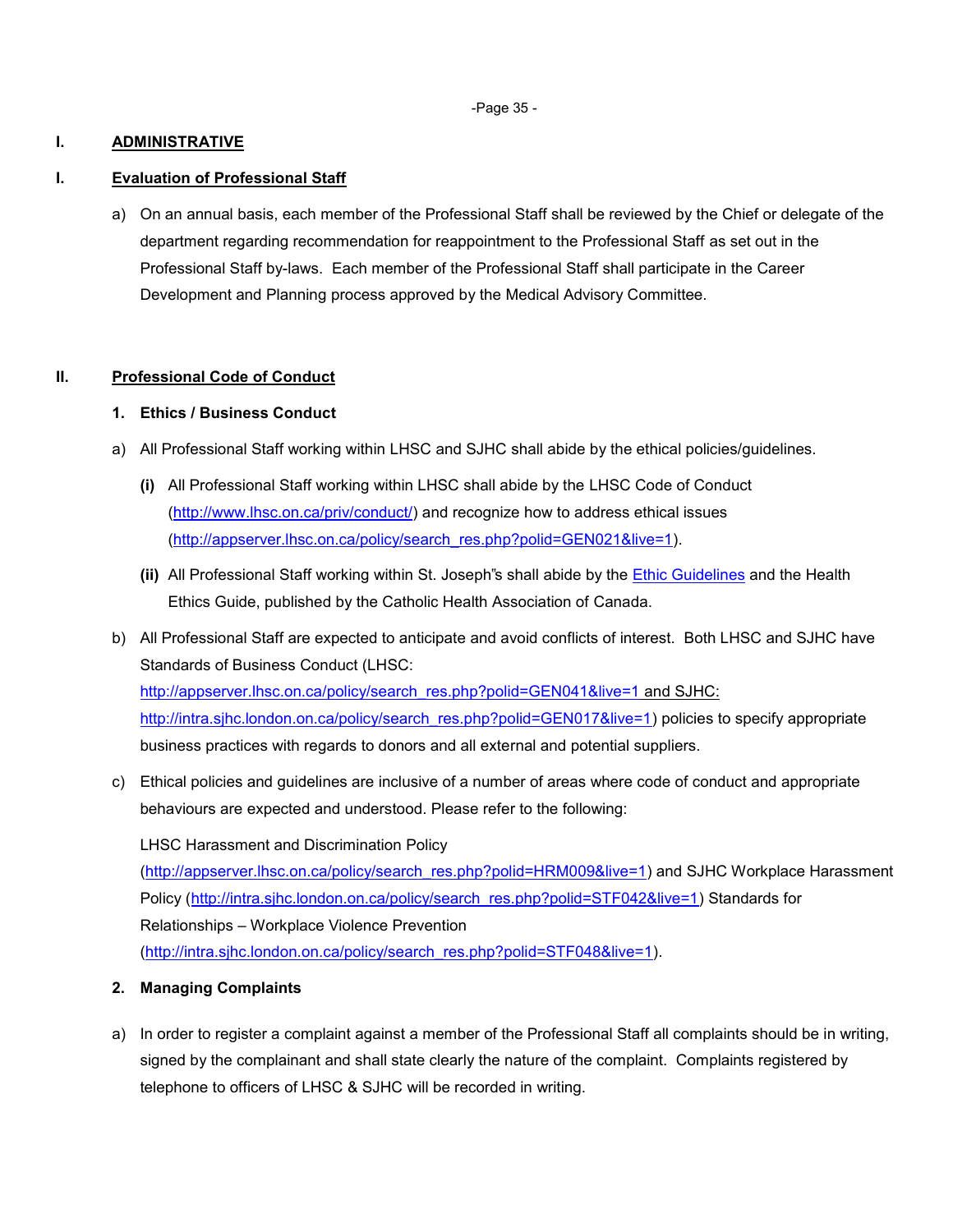## I. ADMINISTRATIVE

## I. Evaluation of Professional Staff

a) On an annual basis, each member of the Professional Staff shall be reviewed by the Chief or delegate of the department regarding recommendation for reappointment to the Professional Staff as set out in the Professional Staff by-laws. Each member of the Professional Staff shall participate in the Career Development and Planning process approved by the Medical Advisory Committee.

## II. Professional Code of Conduct

### 1. Ethics / Business Conduct

a) All Professional Staff working within LHSC and SJHC shall abide by the ethical policies/guidelines.

- **(i)** All Professional Staff working within LHSC shall abide by the LHSC Code of Conduct (http://www.lhsc.on.ca/priv/conduct/) and recognize how to address ethical issues (http://appserver.lhsc.on.ca/policy/search_res.php?polid=GEN021&live=1).
- **(ii)** All Professional Staff working within St. Joseph"s shall abide by the Ethic Guidelines and the Health Ethics Guide, published by the Catholic Health Association of Canada.

b) All Professional Staff are expected to anticipate and avoid conflicts of interest. Both LHSC and SJHC have Standards of Business Conduct (LHSC: http://appserver.lhsc.on.ca/policy/search_res.php?polid=GEN041&live=1 and SJHC: http://intra.sjhc.london.on.ca/policy/search_res.php?polid=GEN017&live=1) policies to specify appropriate business practices with regards to donors and all external and potential suppliers.

c) Ethical policies and guidelines are inclusive of a number of areas where code of conduct and appropriate behaviours are expected and understood. Please refer to the following:

LHSC Harassment and Discrimination Policy (http://appserver.lhsc.on.ca/policy/search_res.php?polid=HRM009&live=1) and SJHC Workplace Harassment Policy (http://intra.sjhc.london.on.ca/policy/search_res.php?polid=STF042&live=1) Standards for Relationships – Workplace Violence Prevention (http://intra.sjhc.london.on.ca/policy/search_res.php?polid=STF048&live=1).

### 2. Managing Complaints

a) In order to register a complaint against a member of the Professional Staff all complaints should be in writing, signed by the complainant and shall state clearly the nature of the complaint. Complaints registered by telephone to officers of LHSC & SJHC will be recorded in writing.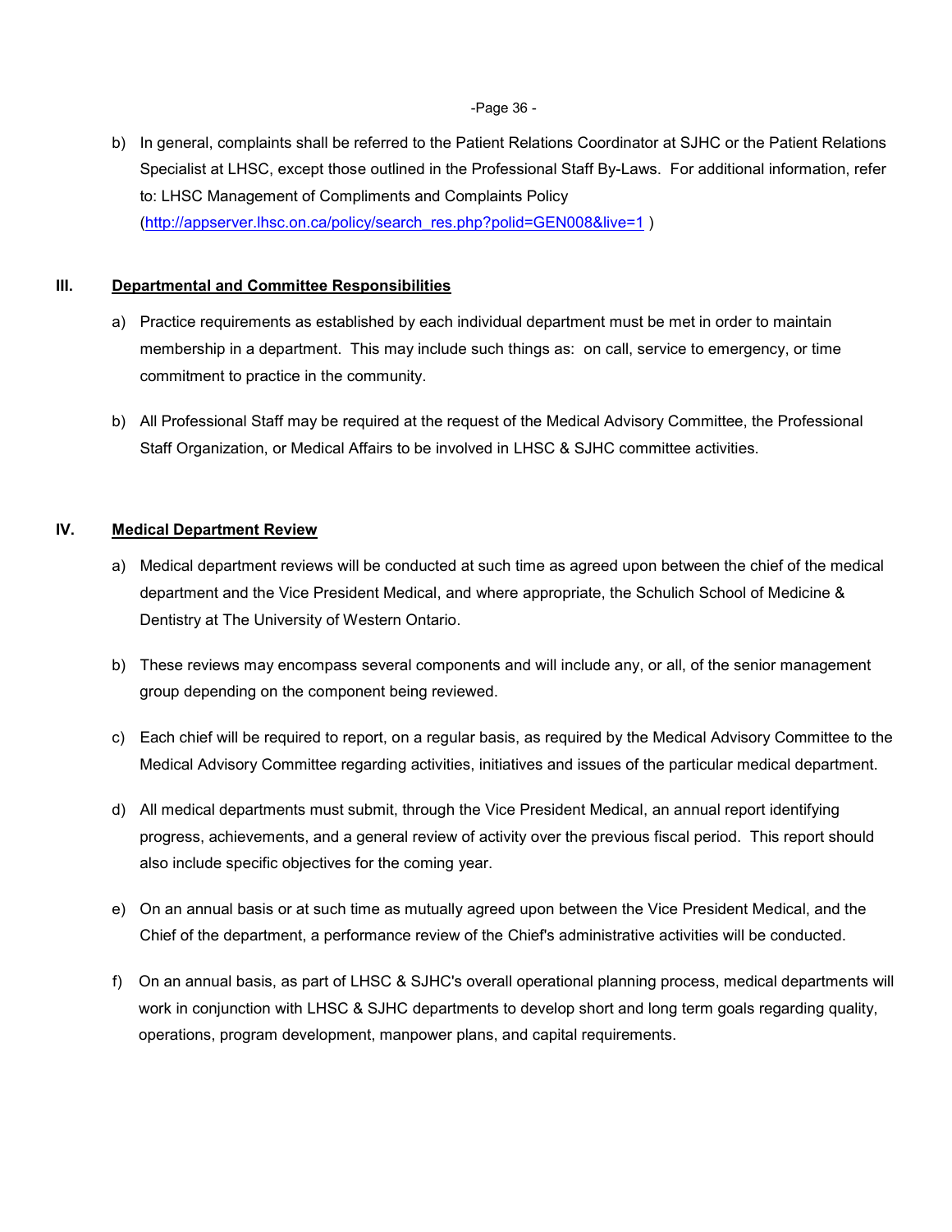b) In general, complaints shall be referred to the Patient Relations Coordinator at SJHC or the Patient Relations Specialist at LHSC, except those outlined in the Professional Staff By-Laws. For additional information, refer to: LHSC Management of Compliments and Complaints Policy (http://appserver.lhsc.on.ca/policy/search_res.php?polid=GEN008&live=1 )

## III. Departmental and Committee Responsibilities

a) Practice requirements as established by each individual department must be met in order to maintain membership in a department. This may include such things as: on call, service to emergency, or time commitment to practice in the community.

b) All Professional Staff may be required at the request of the Medical Advisory Committee, the Professional Staff Organization, or Medical Affairs to be involved in LHSC & SJHC committee activities.

## IV. Medical Department Review

a) Medical department reviews will be conducted at such time as agreed upon between the chief of the medical department and the Vice President Medical, and where appropriate, the Schulich School of Medicine & Dentistry at The University of Western Ontario.

b) These reviews may encompass several components and will include any, or all, of the senior management group depending on the component being reviewed.

c) Each chief will be required to report, on a regular basis, as required by the Medical Advisory Committee to the Medical Advisory Committee regarding activities, initiatives and issues of the particular medical department.

d) All medical departments must submit, through the Vice President Medical, an annual report identifying progress, achievements, and a general review of activity over the previous fiscal period. This report should also include specific objectives for the coming year.

e) On an annual basis or at such time as mutually agreed upon between the Vice President Medical, and the Chief of the department, a performance review of the Chief's administrative activities will be conducted.

f) On an annual basis, as part of LHSC & SJHC's overall operational planning process, medical departments will work in conjunction with LHSC & SJHC departments to develop short and long term goals regarding quality, operations, program development, manpower plans, and capital requirements.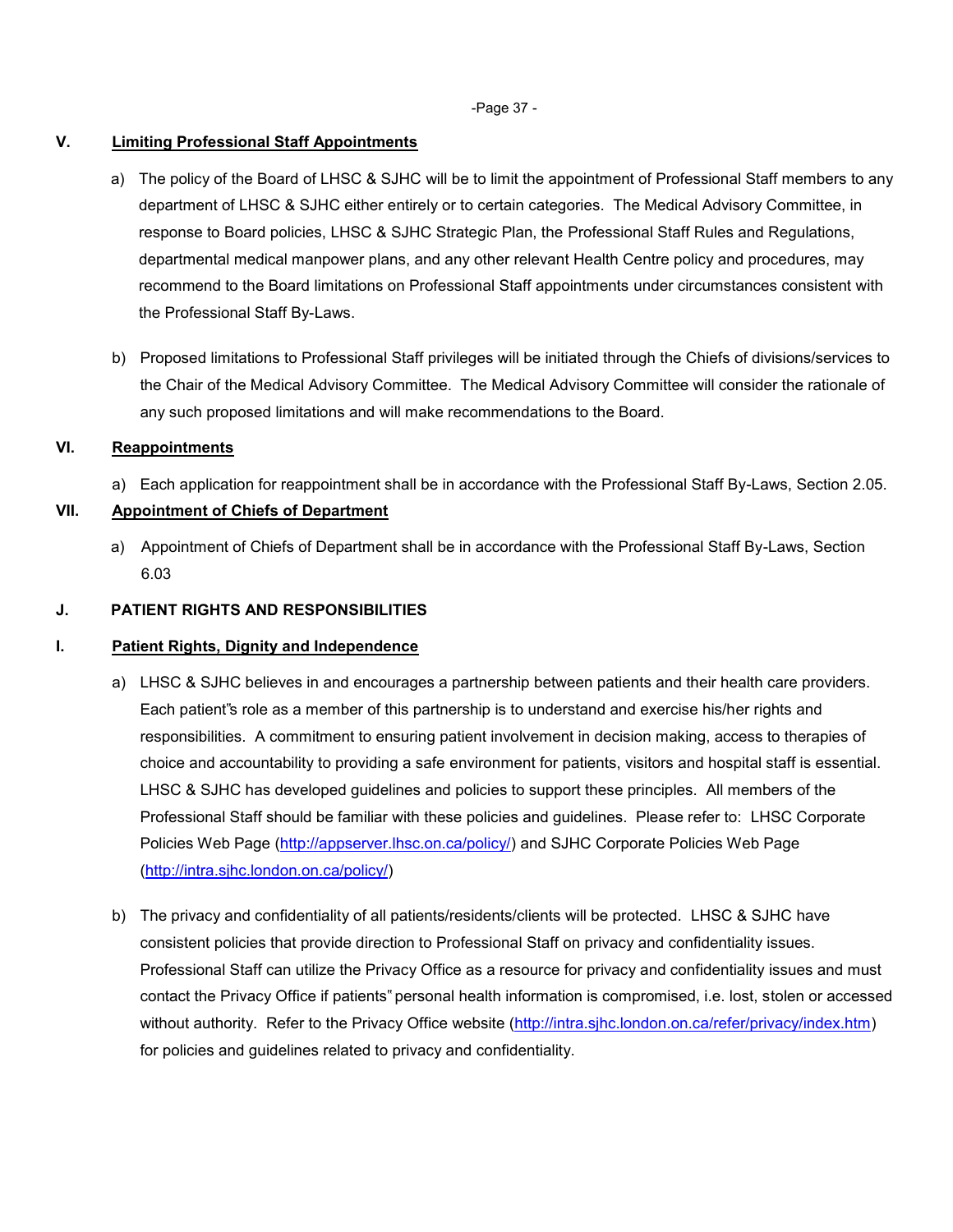### V. Limiting Professional Staff Appointments

a) The policy of the Board of LHSC & SJHC will be to limit the appointment of Professional Staff members to any department of LHSC & SJHC either entirely or to certain categories. The Medical Advisory Committee, in response to Board policies, LHSC & SJHC Strategic Plan, the Professional Staff Rules and Regulations, departmental medical manpower plans, and any other relevant Health Centre policy and procedures, may recommend to the Board limitations on Professional Staff appointments under circumstances consistent with the Professional Staff By-Laws.

b) Proposed limitations to Professional Staff privileges will be initiated through the Chiefs of divisions/services to the Chair of the Medical Advisory Committee. The Medical Advisory Committee will consider the rationale of any such proposed limitations and will make recommendations to the Board.

### VI. Reappointments

a) Each application for reappointment shall be in accordance with the Professional Staff By-Laws, Section 2.05.

### VII. Appointment of Chiefs of Department

a) Appointment of Chiefs of Department shall be in accordance with the Professional Staff By-Laws, Section 6.03

## J. PATIENT RIGHTS AND RESPONSIBILITIES

### I. Patient Rights, Dignity and Independence

a) LHSC & SJHC believes in and encourages a partnership between patients and their health care providers. Each patient"s role as a member of this partnership is to understand and exercise his/her rights and responsibilities. A commitment to ensuring patient involvement in decision making, access to therapies of choice and accountability to providing a safe environment for patients, visitors and hospital staff is essential. LHSC & SJHC has developed guidelines and policies to support these principles. All members of the Professional Staff should be familiar with these policies and guidelines. Please refer to: LHSC Corporate Policies Web Page (http://appserver.lhsc.on.ca/policy/) and SJHC Corporate Policies Web Page (http://intra.sjhc.london.on.ca/policy/)

b) The privacy and confidentiality of all patients/residents/clients will be protected. LHSC & SJHC have consistent policies that provide direction to Professional Staff on privacy and confidentiality issues. Professional Staff can utilize the Privacy Office as a resource for privacy and confidentiality issues and must contact the Privacy Office if patients" personal health information is compromised, i.e. lost, stolen or accessed without authority. Refer to the Privacy Office website (http://intra.sjhc.london.on.ca/refer/privacy/index.htm) for policies and guidelines related to privacy and confidentiality.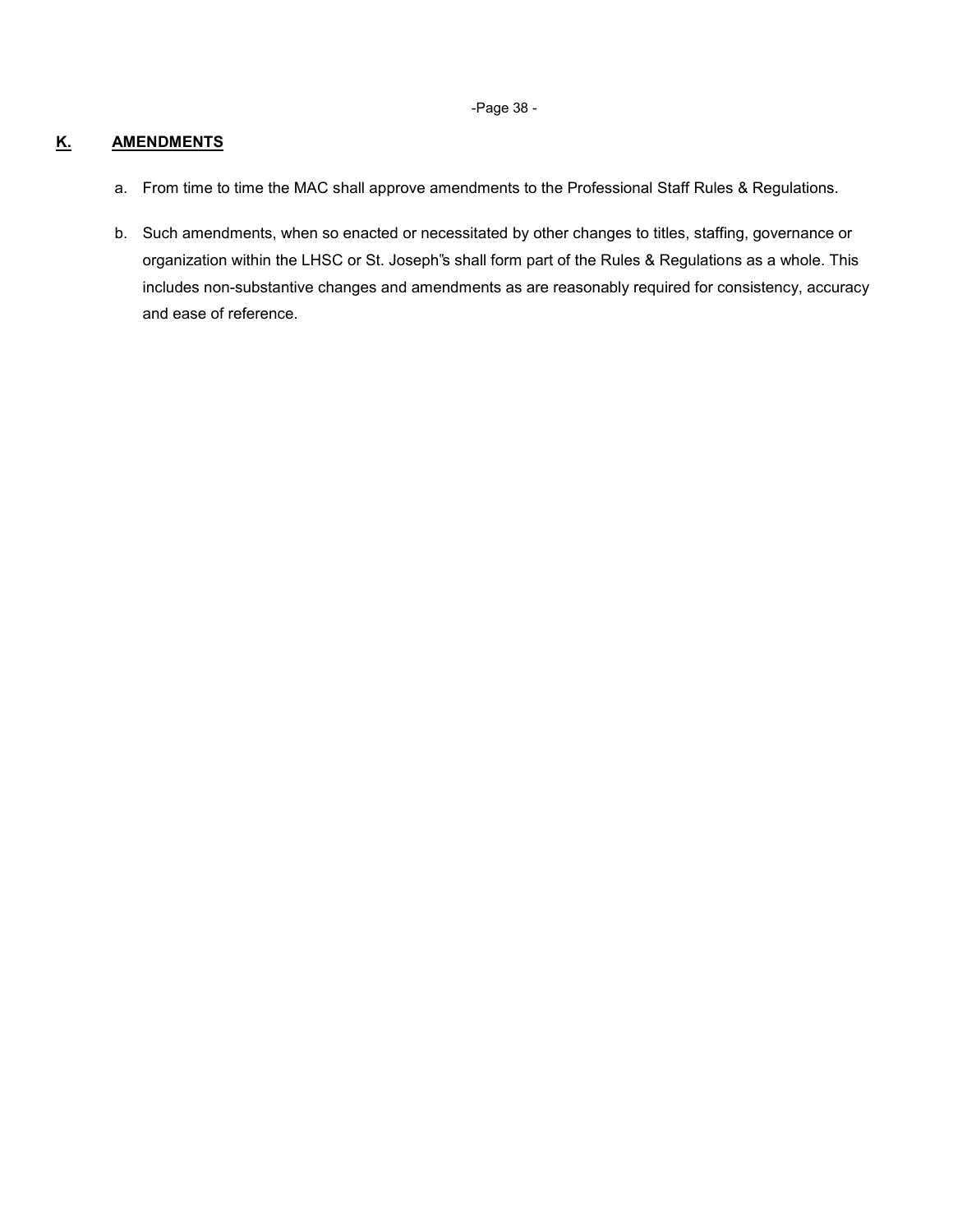## K. AMENDMENTS

a. From time to time the MAC shall approve amendments to the Professional Staff Rules & Regulations.

b. Such amendments, when so enacted or necessitated by other changes to titles, staffing, governance or organization within the LHSC or St. Joseph"s shall form part of the Rules & Regulations as a whole. This includes non-substantive changes and amendments as are reasonably required for consistency, accuracy and ease of reference.